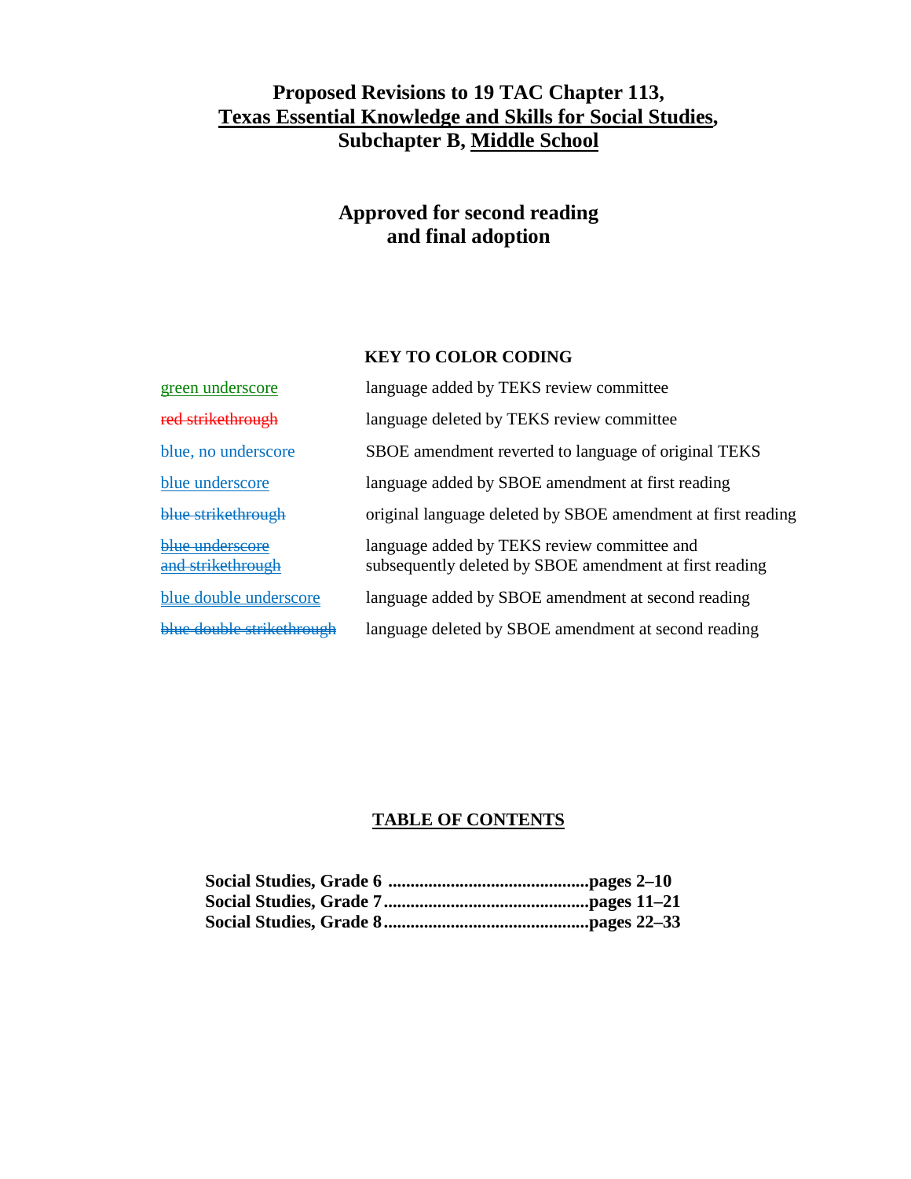# Proposed Revisions to 19 TAC Chapter 113, Texas Essential Knowledge and Skills for Social Studies, Subchapter B, Middle School

## Approved for second reading and final adoption

**KEY TO COLOR CODING**

| | |
|---|---|
| green underscore | language added by TEKS review committee |
| ~~red strikethrough~~ | language deleted by TEKS review committee |
| blue, no underscore | SBOE amendment reverted to language of original TEKS |
| blue underscore | language added by SBOE amendment at first reading |
| ~~blue strikethrough~~ | original language deleted by SBOE amendment at first reading |
| ~~blue underscore and strikethrough~~ | language added by TEKS review committee and subsequently deleted by SBOE amendment at first reading |
| blue double underscore | language added by SBOE amendment at second reading |
| ~~blue double strikethrough~~ | language deleted by SBOE amendment at second reading |

**TABLE OF CONTENTS**

**Social Studies, Grade 6 ............................................pages 2–10**
**Social Studies, Grade 7............................................pages 11–21**
**Social Studies, Grade 8............................................pages 22–33**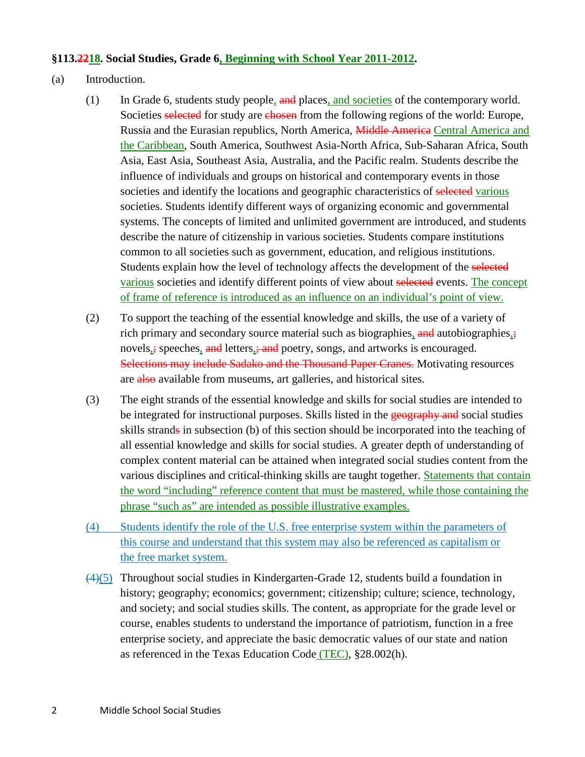**§113.~~22~~<ins>18</ins>. Social Studies, Grade 6<ins>, Beginning with School Year 2011-2012</ins>.**

(a) Introduction.

(1) In Grade 6, students study people<ins>,</ins> ~~and~~ places<ins>, and societies</ins> of the contemporary world. Societies ~~selected~~ for study are ~~chosen~~ from the following regions of the world: Europe, Russia and the Eurasian republics, North America, ~~Middle America~~ <ins>Central America and the Caribbean</ins>, South America, Southwest Asia-North Africa, Sub-Saharan Africa, South Asia, East Asia, Southeast Asia, Australia, and the Pacific realm. Students describe the influence of individuals and groups on historical and contemporary events in those societies and identify the locations and geographic characteristics of ~~selected~~ <ins>various</ins> societies. Students identify different ways of organizing economic and governmental systems. The concepts of limited and unlimited government are introduced, and students describe the nature of citizenship in various societies. Students compare institutions common to all societies such as government, education, and religious institutions. Students explain how the level of technology affects the development of the ~~selected~~ <ins>various</ins> societies and identify different points of view about ~~selected~~ events. <ins>The concept of frame of reference is introduced as an influence on an individual's point of view.</ins>

(2) To support the teaching of the essential knowledge and skills, the use of a variety of rich primary and secondary source material such as biographies<ins>,</ins> ~~and~~ autobiographies<ins>,</ins>~~;~~ novels<ins>,</ins>~~;~~ speeches<ins>,</ins> ~~and~~ letters<ins>,</ins>~~; and~~ poetry, songs, and artworks is encouraged. ~~Selections may include Sadako and the Thousand Paper Cranes.~~ Motivating resources are ~~also~~ available from museums, art galleries, and historical sites.

(3) The eight strands of the essential knowledge and skills for social studies are intended to be integrated for instructional purposes. Skills listed in the ~~geography and~~ social studies skills strand~~s~~ in subsection (b) of this section should be incorporated into the teaching of all essential knowledge and skills for social studies. A greater depth of understanding of complex content material can be attained when integrated social studies content from the various disciplines and critical-thinking skills are taught together. <ins>Statements that contain the word "including" reference content that must be mastered, while those containing the phrase "such as" are intended as possible illustrative examples.</ins>

<ins>(4) Students identify the role of the U.S. free enterprise system within the parameters of this course and understand that this system may also be referenced as capitalism or the free market system.</ins>

~~(4)~~<ins>(5)</ins> Throughout social studies in Kindergarten-Grade 12, students build a foundation in history; geography; economics; government; citizenship; culture; science, technology, and society; and social studies skills. The content, as appropriate for the grade level or course, enables students to understand the importance of patriotism, function in a free enterprise society, and appreciate the basic democratic values of our state and nation as referenced in the Texas Education Code<ins> (TEC)</ins>, §28.002(h).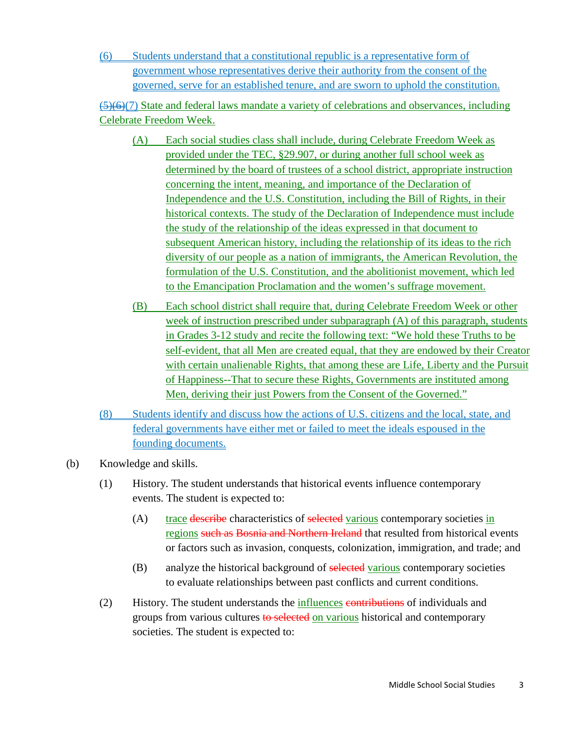(6) Students understand that a constitutional republic is a representative form of government whose representatives derive their authority from the consent of the governed, serve for an established tenure, and are sworn to uphold the constitution.

~~(5)(6)~~(7) State and federal laws mandate a variety of celebrations and observances, including Celebrate Freedom Week.

(A) Each social studies class shall include, during Celebrate Freedom Week as provided under the TEC, §29.907, or during another full school week as determined by the board of trustees of a school district, appropriate instruction concerning the intent, meaning, and importance of the Declaration of Independence and the U.S. Constitution, including the Bill of Rights, in their historical contexts. The study of the Declaration of Independence must include the study of the relationship of the ideas expressed in that document to subsequent American history, including the relationship of its ideas to the rich diversity of our people as a nation of immigrants, the American Revolution, the formulation of the U.S. Constitution, and the abolitionist movement, which led to the Emancipation Proclamation and the women's suffrage movement.

(B) Each school district shall require that, during Celebrate Freedom Week or other week of instruction prescribed under subparagraph (A) of this paragraph, students in Grades 3-12 study and recite the following text: "We hold these Truths to be self-evident, that all Men are created equal, that they are endowed by their Creator with certain unalienable Rights, that among these are Life, Liberty and the Pursuit of Happiness--That to secure these Rights, Governments are instituted among Men, deriving their just Powers from the Consent of the Governed."

(8) Students identify and discuss how the actions of U.S. citizens and the local, state, and federal governments have either met or failed to meet the ideals espoused in the founding documents.

(b) Knowledge and skills.

(1) History. The student understands that historical events influence contemporary events. The student is expected to:

(A) trace ~~describe~~ characteristics of ~~selected~~ various contemporary societies in regions ~~such as Bosnia and Northern Ireland~~ that resulted from historical events or factors such as invasion, conquests, colonization, immigration, and trade; and

(B) analyze the historical background of ~~selected~~ various contemporary societies to evaluate relationships between past conflicts and current conditions.

(2) History. The student understands the influences ~~contributions~~ of individuals and groups from various cultures ~~to selected~~ on various historical and contemporary societies. The student is expected to: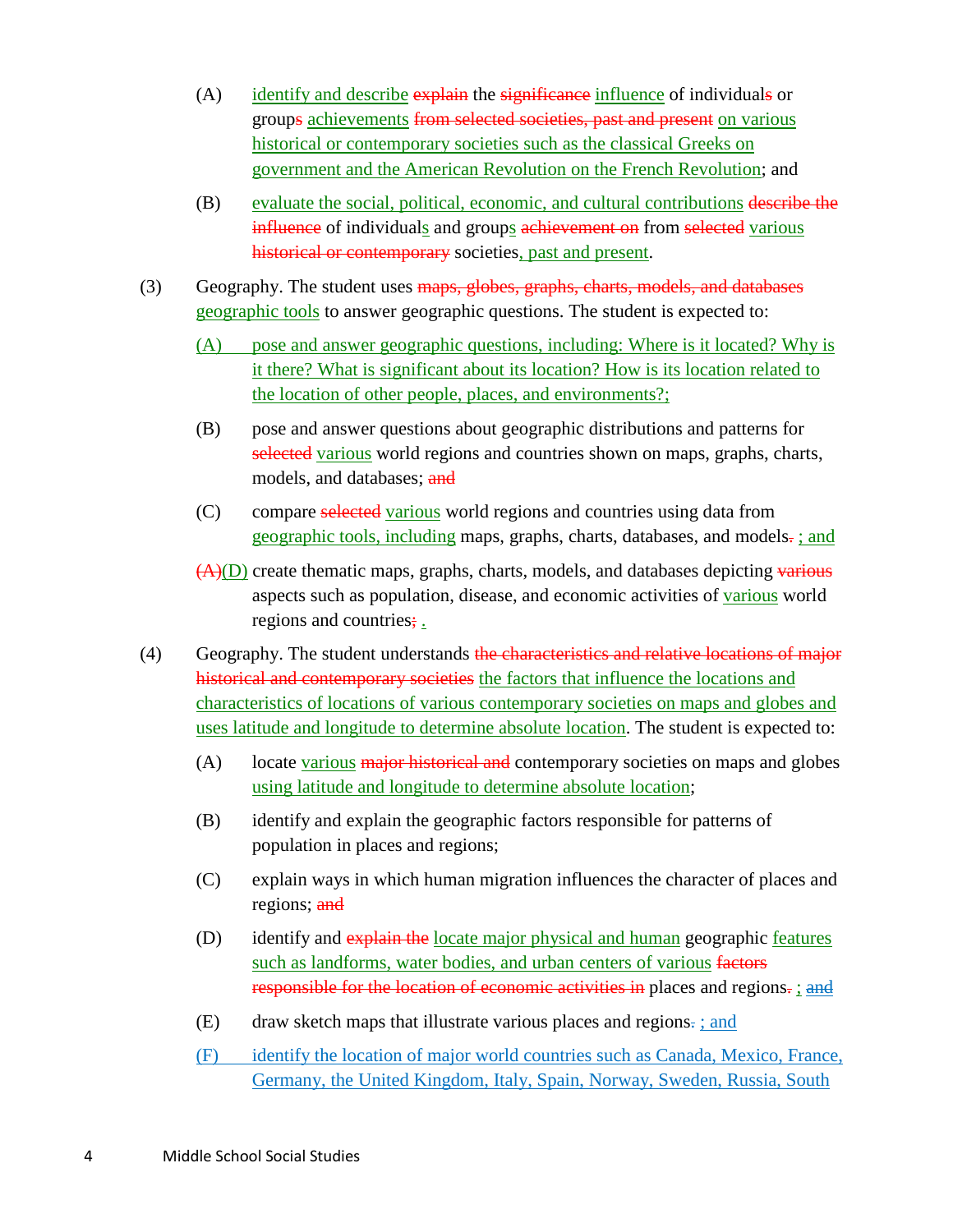(A) <u>identify and describe</u> ~~explain~~ the ~~significance~~ <u>influence</u> of individual~~s~~ or group~~s~~ <u>achievements</u> ~~from selected societies, past and present~~ <u>on various historical or contemporary societies such as the classical Greeks on government and the American Revolution on the French Revolution</u>; and

(B) <u>evaluate the social, political, economic, and cultural contributions</u> ~~describe the influence~~ of individual<u>s</u> and group<u>s</u> ~~achievement on~~ from ~~selected~~ <u>various</u> ~~historical or contemporary~~ societies<u>, past and present</u>.

(3) Geography. The student uses ~~maps, globes, graphs, charts, models, and databases~~ <u>geographic tools</u> to answer geographic questions. The student is expected to:

<u>(A) pose and answer geographic questions, including: Where is it located? Why is it there? What is significant about its location? How is its location related to the location of other people, places, and environments?;</u>

(B) pose and answer questions about geographic distributions and patterns for ~~selected~~ <u>various</u> world regions and countries shown on maps, graphs, charts, models, and databases; ~~and~~

(C) compare ~~selected~~ <u>various</u> world regions and countries using data from <u>geographic tools, including</u> maps, graphs, charts, databases, and models~~.~~ <u>; and</u>

~~(A)~~<u>(D)</u> create thematic maps, graphs, charts, models, and databases depicting ~~various~~ aspects such as population, disease, and economic activities of <u>various</u> world regions and countries~~;~~ <u>.</u>

(4) Geography. The student understands ~~the characteristics and relative locations of major historical and contemporary societies~~ <u>the factors that influence the locations and characteristics of locations of various contemporary societies on maps and globes and uses latitude and longitude to determine absolute location</u>. The student is expected to:

(A) locate <u>various</u> ~~major historical and~~ contemporary societies on maps and globes <u>using latitude and longitude to determine absolute location</u>;

(B) identify and explain the geographic factors responsible for patterns of population in places and regions;

(C) explain ways in which human migration influences the character of places and regions; ~~and~~

(D) identify and ~~explain the~~ <u>locate major physical and human</u> geographic <u>features such as landforms, water bodies, and urban centers of various</u> ~~factors responsible for the location of economic activities in~~ places and regions~~.~~ <u>;</u> <u>and</u>

(E) draw sketch maps that illustrate various places and regions~~.~~ <u>; and</u>

<u>(F) identify the location of major world countries such as Canada, Mexico, France, Germany, the United Kingdom, Italy, Spain, Norway, Sweden, Russia, South</u>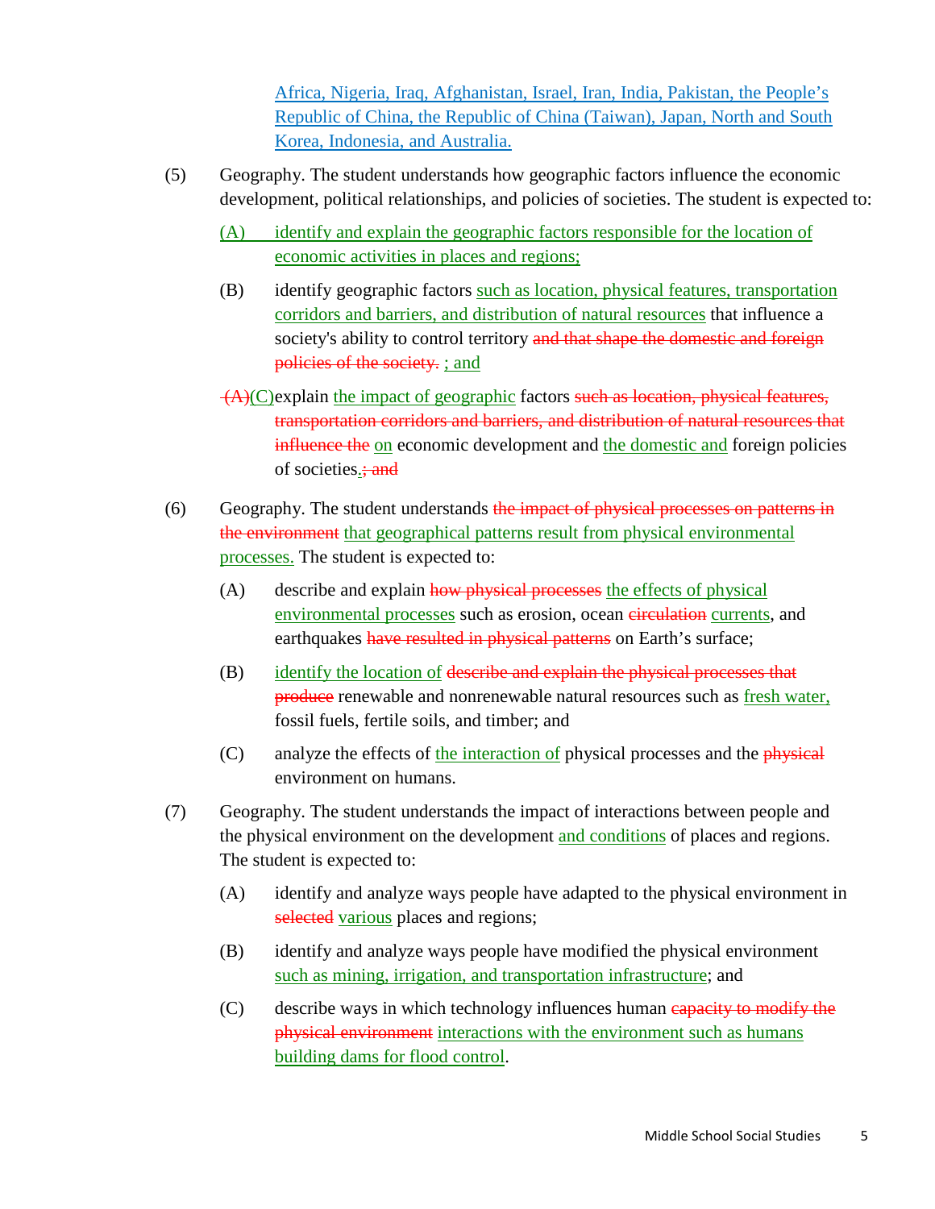<u>Africa, Nigeria, Iraq, Afghanistan, Israel, Iran, India, Pakistan, the People's Republic of China, the Republic of China (Taiwan), Japan, North and South Korea, Indonesia, and Australia.</u>

(5) Geography. The student understands how geographic factors influence the economic development, political relationships, and policies of societies. The student is expected to:

- <u>(A) identify and explain the geographic factors responsible for the location of economic activities in places and regions;</u>
- (B) identify geographic factors <u>such as location, physical features, transportation corridors and barriers, and distribution of natural resources</u> that influence a society's ability to control territory ~~and that shape the domestic and foreign policies of the society.~~ <u>; and</u>
- ~~(A)~~<u>(C)</u>explain <u>the impact of geographic</u> factors ~~such as location, physical features, transportation corridors and barriers, and distribution of natural resources that influence the~~ <u>on</u> economic development and <u>the domestic and</u> foreign policies of societies<u>.</u>~~; and~~

(6) Geography. The student understands ~~the impact of physical processes on patterns in the environment~~ <u>that geographical patterns result from physical environmental processes.</u> The student is expected to:

- (A) describe and explain ~~how physical processes~~ <u>the effects of physical environmental processes</u> such as erosion, ocean ~~circulation~~ <u>currents</u>, and earthquakes ~~have resulted in physical patterns~~ on Earth's surface;
- (B) <u>identify the location of</u> ~~describe and explain the physical processes that produce~~ renewable and nonrenewable natural resources such as <u>fresh water,</u> fossil fuels, fertile soils, and timber; and
- (C) analyze the effects of <u>the interaction of</u> physical processes and the ~~physical~~ environment on humans.

(7) Geography. The student understands the impact of interactions between people and the physical environment on the development <u>and conditions</u> of places and regions. The student is expected to:

- (A) identify and analyze ways people have adapted to the physical environment in ~~selected~~ <u>various</u> places and regions;
- (B) identify and analyze ways people have modified the physical environment <u>such as mining, irrigation, and transportation infrastructure</u>; and
- (C) describe ways in which technology influences human ~~capacity to modify the physical environment~~ <u>interactions with the environment such as humans building dams for flood control</u>.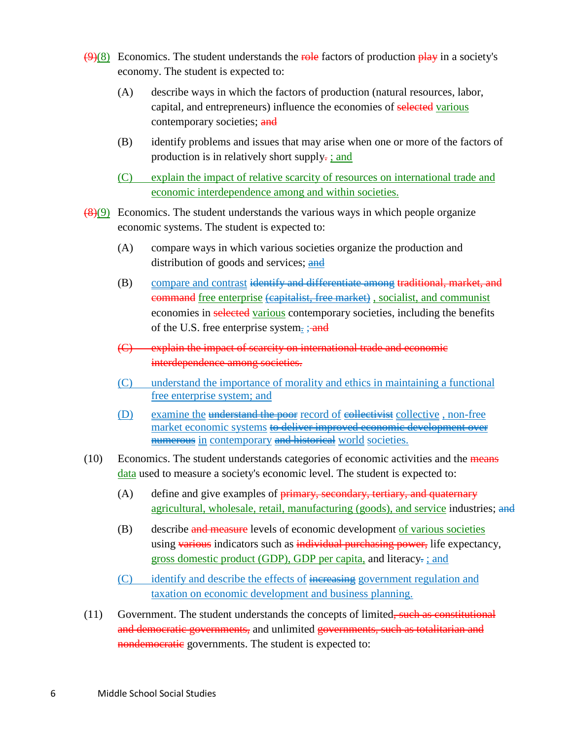~~(9)~~<u>(8)</u> Economics. The student understands the ~~role~~ factors of production ~~play~~ in a society's economy. The student is expected to:

(A) describe ways in which the factors of production (natural resources, labor, capital, and entrepreneurs) influence the economies of ~~selected~~ <u>various</u> contemporary societies; ~~and~~

(B) identify problems and issues that may arise when one or more of the factors of production is in relatively short supply~~.~~ <u>; and</u>

<u>(C) explain the impact of relative scarcity of resources on international trade and economic interdependence among and within societies.</u>

~~(8)~~<u>(9)</u> Economics. The student understands the various ways in which people organize economic systems. The student is expected to:

(A) compare ways in which various societies organize the production and distribution of goods and services; <u>and</u>

(B) <u>compare and contrast</u> ~~identify and differentiate among~~ ~~traditional, market, and command~~ <u>free enterprise</u> ~~(capitalist, free market)~~ <u>, socialist, and communist</u> economies in ~~selected~~ <u>various</u> contemporary societies, including the benefits of the U.S. free enterprise system~~.~~ <u>;</u> ~~and~~

~~(C) explain the impact of scarcity on international trade and economic interdependence among societies.~~

<u>(C) understand the importance of morality and ethics in maintaining a functional free enterprise system; and</u>

<u>(D) examine the</u> ~~understand the poor~~ <u>record of</u> ~~collectivist~~ <u>collective</u> <u>, non-free market economic systems</u> ~~to deliver improved economic development over numerous~~ <u>in</u> <u>contemporary</u> ~~and historical~~ <u>world</u> <u>societies.</u>

(10) Economics. The student understands categories of economic activities and the ~~means~~ <u>data</u> used to measure a society's economic level. The student is expected to:

(A) define and give examples of ~~primary, secondary, tertiary, and quaternary~~ <u>agricultural, wholesale, retail, manufacturing (goods), and service</u> industries; ~~and~~

(B) describe ~~and measure~~ levels of economic development <u>of various societies</u> using ~~various~~ indicators such as ~~individual purchasing power,~~ life expectancy, <u>gross domestic product (GDP), GDP per capita,</u> and literacy~~.~~ <u>; and</u>

<u>(C) identify and describe the effects of</u> ~~increasing~~ <u>government regulation and taxation on economic development and business planning.</u>

(11) Government. The student understands the concepts of limited~~, such as constitutional and democratic governments,~~ and unlimited ~~governments, such as totalitarian and nondemocratic~~ governments. The student is expected to: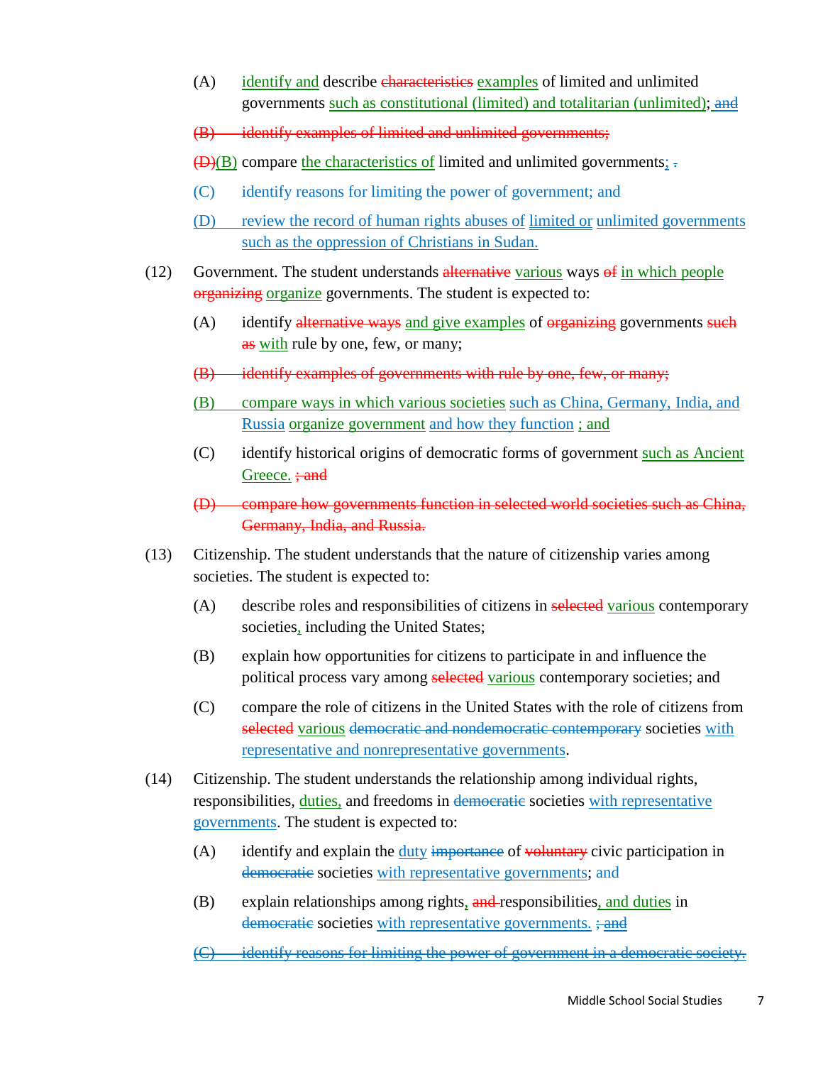(A) identify and describe ~~characteristics~~ examples of limited and unlimited governments such as constitutional (limited) and totalitarian (unlimited); ~~and~~

~~(B) identify examples of limited and unlimited governments;~~

~~(D)~~(B) compare the characteristics of limited and unlimited governments; ~~.~~

(C) identify reasons for limiting the power of government; and

(D) review the record of human rights abuses of limited or unlimited governments such as the oppression of Christians in Sudan.

(12) Government. The student understands ~~alternative~~ various ways ~~of~~ in which people ~~organizing~~ organize governments. The student is expected to:

(A) identify ~~alternative ways~~ and give examples of ~~organizing~~ governments ~~such as~~ with rule by one, few, or many;

~~(B) identify examples of governments with rule by one, few, or many;~~

(B) compare ways in which various societies such as China, Germany, India, and Russia organize government and how they function ; and

(C) identify historical origins of democratic forms of government such as Ancient Greece. ~~; and~~

~~(D) compare how governments function in selected world societies such as China, Germany, India, and Russia.~~

(13) Citizenship. The student understands that the nature of citizenship varies among societies. The student is expected to:

(A) describe roles and responsibilities of citizens in ~~selected~~ various contemporary societies, including the United States;

(B) explain how opportunities for citizens to participate in and influence the political process vary among ~~selected~~ various contemporary societies; and

(C) compare the role of citizens in the United States with the role of citizens from ~~selected~~ various ~~democratic and nondemocratic contemporary~~ societies with representative and nonrepresentative governments.

(14) Citizenship. The student understands the relationship among individual rights, responsibilities, duties, and freedoms in ~~democratic~~ societies with representative governments. The student is expected to:

(A) identify and explain the duty ~~importance~~ of ~~voluntary~~ civic participation in ~~democratic~~ societies with representative governments; and

(B) explain relationships among rights, ~~and~~ responsibilities, and duties in ~~democratic~~ societies with representative governments. ~~; and~~

~~(C) identify reasons for limiting the power of government in a democratic society.~~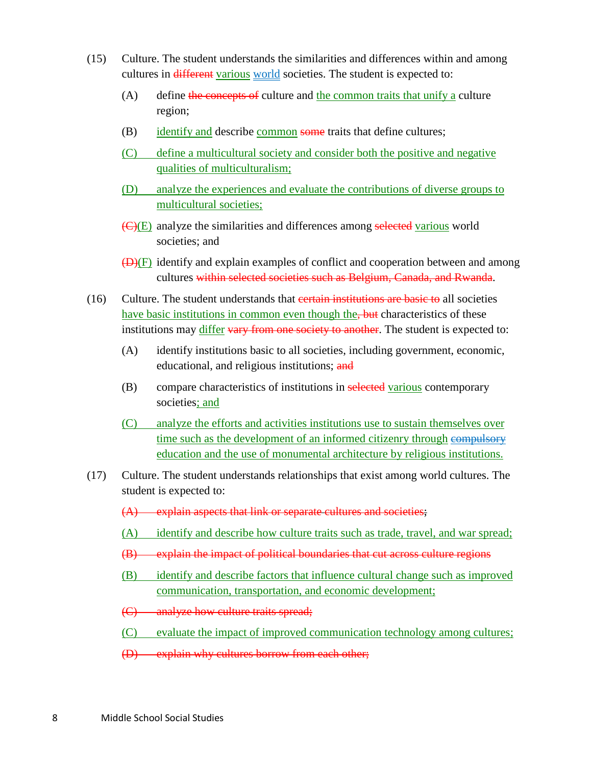(15) Culture. The student understands the similarities and differences within and among cultures in ~~different~~ various world societies. The student is expected to:

(A) define ~~the concepts of~~ culture and the common traits that unify a culture region;

(B) identify and describe common ~~some~~ traits that define cultures;

(C) define a multicultural society and consider both the positive and negative qualities of multiculturalism;

(D) analyze the experiences and evaluate the contributions of diverse groups to multicultural societies;

~~(C)~~(E) analyze the similarities and differences among ~~selected~~ various world societies; and

~~(D)~~(F) identify and explain examples of conflict and cooperation between and among cultures ~~within selected societies such as Belgium, Canada, and Rwanda~~.

(16) Culture. The student understands that ~~certain institutions are basic to~~ all societies have basic institutions in common even though the~~, but~~ characteristics of these institutions may differ ~~vary from one society to another~~. The student is expected to:

(A) identify institutions basic to all societies, including government, economic, educational, and religious institutions; ~~and~~

(B) compare characteristics of institutions in ~~selected~~ various contemporary societies; and

(C) analyze the efforts and activities institutions use to sustain themselves over time such as the development of an informed citizenry through ~~compulsory~~ education and the use of monumental architecture by religious institutions.

(17) Culture. The student understands relationships that exist among world cultures. The student is expected to:

~~(A) explain aspects that link or separate cultures and societies~~;

(A) identify and describe how culture traits such as trade, travel, and war spread;

~~(B) explain the impact of political boundaries that cut across culture regions~~

(B) identify and describe factors that influence cultural change such as improved communication, transportation, and economic development;

~~(C) analyze how culture traits spread;~~

(C) evaluate the impact of improved communication technology among cultures;

~~(D) explain why cultures borrow from each other;~~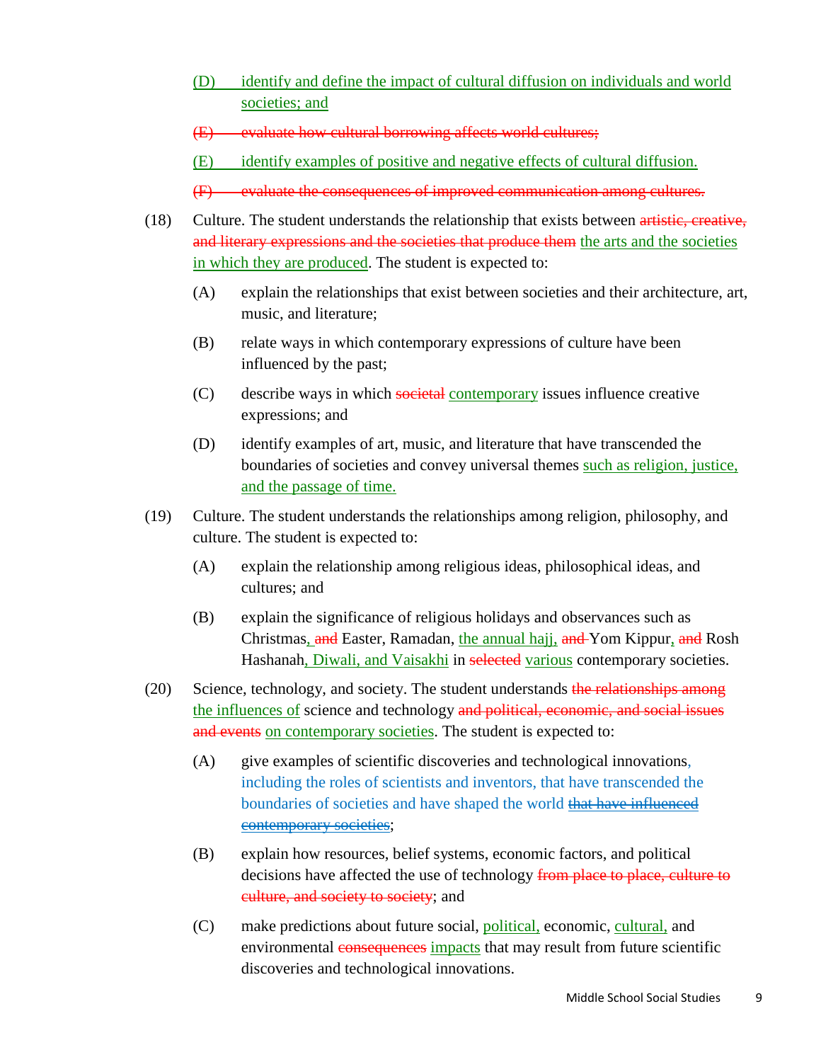<u>(D) identify and define the impact of cultural diffusion on individuals and world societies; and</u>

~~(E) evaluate how cultural borrowing affects world cultures;~~

<u>(E) identify examples of positive and negative effects of cultural diffusion.</u>

~~(F) evaluate the consequences of improved communication among cultures.~~

(18) Culture. The student understands the relationship that exists between ~~artistic, creative, and literary expressions and the societies that produce them~~ <u>the arts and the societies in which they are produced</u>. The student is expected to:

- (A) explain the relationships that exist between societies and their architecture, art, music, and literature;
- (B) relate ways in which contemporary expressions of culture have been influenced by the past;
- (C) describe ways in which ~~societal~~ <u>contemporary</u> issues influence creative expressions; and
- (D) identify examples of art, music, and literature that have transcended the boundaries of societies and convey universal themes <u>such as religion, justice, and the passage of time.</u>

(19) Culture. The student understands the relationships among religion, philosophy, and culture. The student is expected to:

- (A) explain the relationship among religious ideas, philosophical ideas, and cultures; and
- (B) explain the significance of religious holidays and observances such as Christmas<u>,</u> ~~and~~ Easter, Ramadan, <u>the annual hajj,</u> ~~and~~ Yom Kippur<u>,</u> ~~and~~ Rosh Hashanah<u>, Diwali, and Vaisakhi</u> in ~~selected~~ <u>various</u> contemporary societies.

(20) Science, technology, and society. The student understands ~~the relationships among~~ <u>the influences of</u> science and technology ~~and political, economic, and social issues and events~~ <u>on contemporary societies</u>. The student is expected to:

- (A) give examples of scientific discoveries and technological innovations, including the roles of scientists and inventors, that have transcended the boundaries of societies and have shaped the world ~~that have influenced contemporary societies~~;
- (B) explain how resources, belief systems, economic factors, and political decisions have affected the use of technology ~~from place to place, culture to culture, and society to society~~; and
- (C) make predictions about future social, <u>political,</u> economic, <u>cultural,</u> and environmental ~~consequences~~ <u>impacts</u> that may result from future scientific discoveries and technological innovations.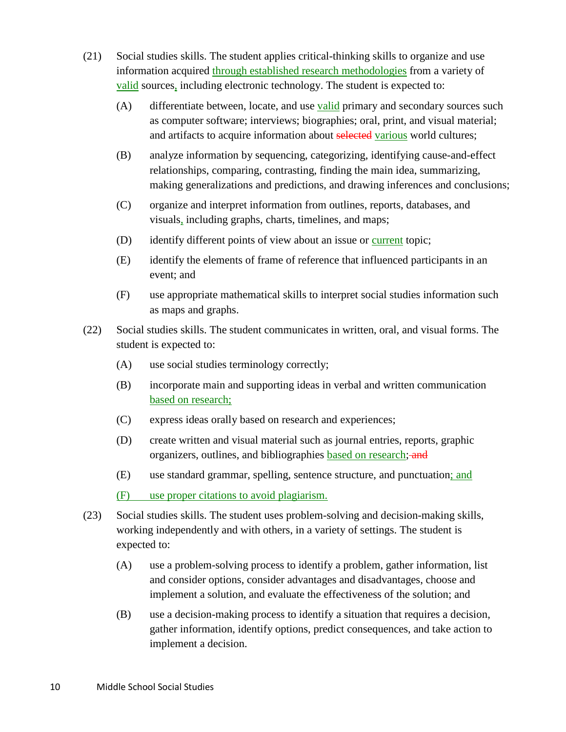(21) Social studies skills. The student applies critical-thinking skills to organize and use information acquired through established research methodologies from a variety of valid sources, including electronic technology. The student is expected to:

- (A) differentiate between, locate, and use valid primary and secondary sources such as computer software; interviews; biographies; oral, print, and visual material; and artifacts to acquire information about ~~selected~~ various world cultures;
- (B) analyze information by sequencing, categorizing, identifying cause-and-effect relationships, comparing, contrasting, finding the main idea, summarizing, making generalizations and predictions, and drawing inferences and conclusions;
- (C) organize and interpret information from outlines, reports, databases, and visuals, including graphs, charts, timelines, and maps;
- (D) identify different points of view about an issue or current topic;
- (E) identify the elements of frame of reference that influenced participants in an event; and
- (F) use appropriate mathematical skills to interpret social studies information such as maps and graphs.

(22) Social studies skills. The student communicates in written, oral, and visual forms. The student is expected to:

- (A) use social studies terminology correctly;
- (B) incorporate main and supporting ideas in verbal and written communication based on research;
- (C) express ideas orally based on research and experiences;
- (D) create written and visual material such as journal entries, reports, graphic organizers, outlines, and bibliographies based on research; ~~and~~
- (E) use standard grammar, spelling, sentence structure, and punctuation; and
- (F) use proper citations to avoid plagiarism.

(23) Social studies skills. The student uses problem-solving and decision-making skills, working independently and with others, in a variety of settings. The student is expected to:

- (A) use a problem-solving process to identify a problem, gather information, list and consider options, consider advantages and disadvantages, choose and implement a solution, and evaluate the effectiveness of the solution; and
- (B) use a decision-making process to identify a situation that requires a decision, gather information, identify options, predict consequences, and take action to implement a decision.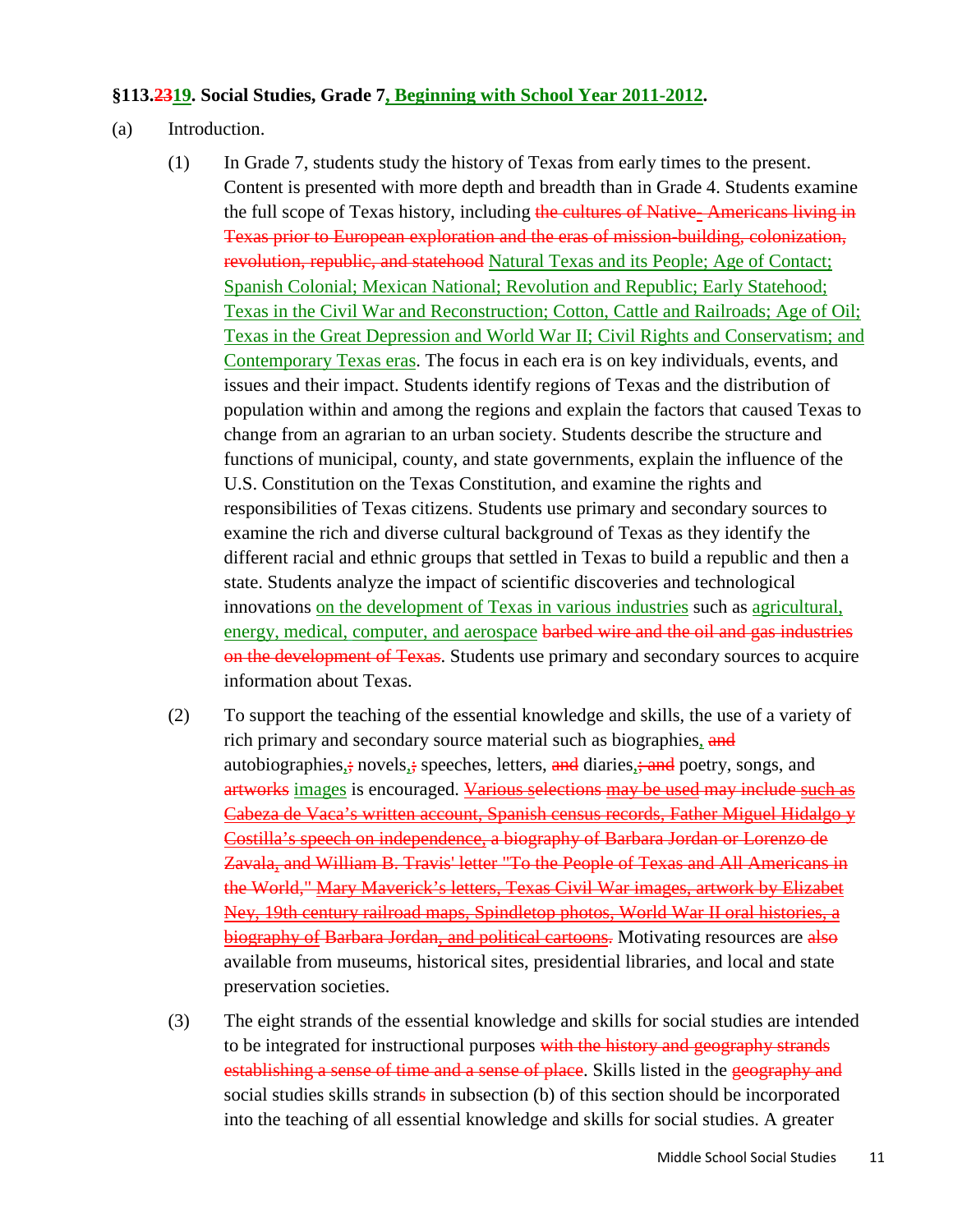## §113.~~23~~<u>19</u>. Social Studies, Grade 7<u>, Beginning with School Year 2011-2012</u>.

(a) Introduction.

(1) In Grade 7, students study the history of Texas from early times to the present. Content is presented with more depth and breadth than in Grade 4. Students examine the full scope of Texas history, including ~~the cultures of Native- Americans living in Texas prior to European exploration and the eras of mission-building, colonization, revolution, republic, and statehood~~ <u>Natural Texas and its People; Age of Contact; Spanish Colonial; Mexican National; Revolution and Republic; Early Statehood; Texas in the Civil War and Reconstruction; Cotton, Cattle and Railroads; Age of Oil; Texas in the Great Depression and World War II; Civil Rights and Conservatism; and Contemporary Texas eras</u>. The focus in each era is on key individuals, events, and issues and their impact. Students identify regions of Texas and the distribution of population within and among the regions and explain the factors that caused Texas to change from an agrarian to an urban society. Students describe the structure and functions of municipal, county, and state governments, explain the influence of the U.S. Constitution on the Texas Constitution, and examine the rights and responsibilities of Texas citizens. Students use primary and secondary sources to examine the rich and diverse cultural background of Texas as they identify the different racial and ethnic groups that settled in Texas to build a republic and then a state. Students analyze the impact of scientific discoveries and technological innovations <u>on the development of Texas in various industries</u> such as <u>agricultural, energy, medical, computer, and aerospace</u> ~~barbed wire and the oil and gas industries on the development of Texas~~. Students use primary and secondary sources to acquire information about Texas.

(2) To support the teaching of the essential knowledge and skills, the use of a variety of rich primary and secondary source material such as biographies<u>,</u> ~~and~~ autobiographies<u>,</u>~~;~~ novels<u>,</u>~~;~~ speeches, letters, ~~and~~ diaries<u>,</u>~~; and~~ poetry, songs, and ~~artworks~~ <u>images</u> is encouraged. ~~Various selections may be used may include such as Cabeza de Vaca's written account, Spanish census records, Father Miguel Hidalgo y Costilla's speech on independence, a biography of Barbara Jordan or Lorenzo de Zavala, and William B. Travis' letter "To the People of Texas and All Americans in the World," Mary Maverick's letters, Texas Civil War images, artwork by Elizabet Ney, 19th century railroad maps, Spindletop photos, World War II oral histories, a biography of Barbara Jordan, and political cartoons.~~ Motivating resources are ~~also~~ available from museums, historical sites, presidential libraries, and local and state preservation societies.

(3) The eight strands of the essential knowledge and skills for social studies are intended to be integrated for instructional purposes ~~with the history and geography strands establishing a sense of time and a sense of place~~. Skills listed in the ~~geography and~~ social studies skills strand~~s~~ in subsection (b) of this section should be incorporated into the teaching of all essential knowledge and skills for social studies. A greater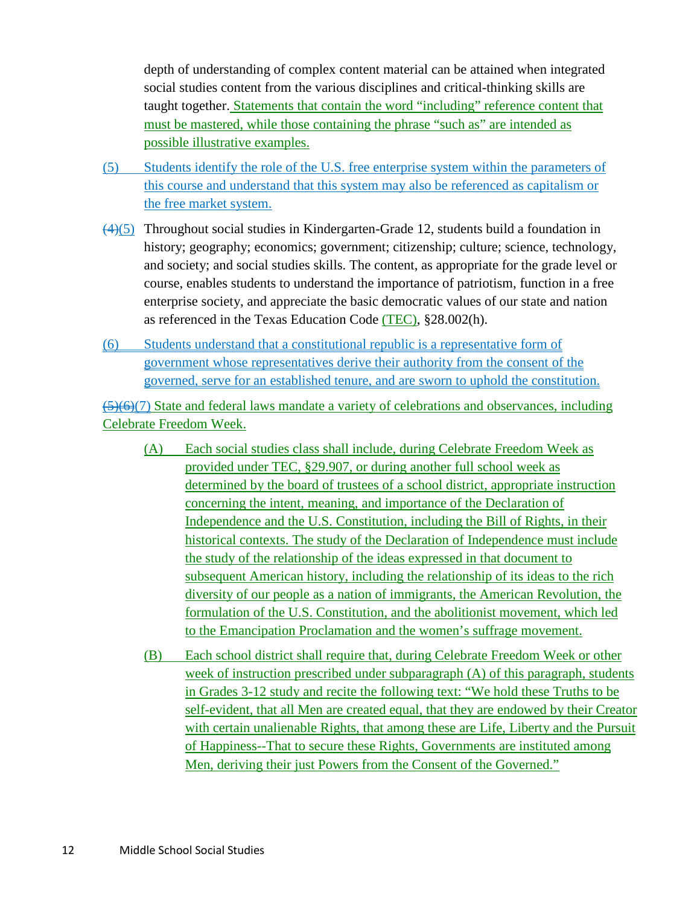depth of understanding of complex content material can be attained when integrated social studies content from the various disciplines and critical-thinking skills are taught together. Statements that contain the word "including" reference content that must be mastered, while those containing the phrase "such as" are intended as possible illustrative examples.

(5) Students identify the role of the U.S. free enterprise system within the parameters of this course and understand that this system may also be referenced as capitalism or the free market system.

~~(4)~~(5) Throughout social studies in Kindergarten-Grade 12, students build a foundation in history; geography; economics; government; citizenship; culture; science, technology, and society; and social studies skills. The content, as appropriate for the grade level or course, enables students to understand the importance of patriotism, function in a free enterprise society, and appreciate the basic democratic values of our state and nation as referenced in the Texas Education Code (TEC), §28.002(h).

(6) Students understand that a constitutional republic is a representative form of government whose representatives derive their authority from the consent of the governed, serve for an established tenure, and are sworn to uphold the constitution.

~~(5)~~~~(6)~~(7) State and federal laws mandate a variety of celebrations and observances, including Celebrate Freedom Week.

- (A) Each social studies class shall include, during Celebrate Freedom Week as provided under TEC, §29.907, or during another full school week as determined by the board of trustees of a school district, appropriate instruction concerning the intent, meaning, and importance of the Declaration of Independence and the U.S. Constitution, including the Bill of Rights, in their historical contexts. The study of the Declaration of Independence must include the study of the relationship of the ideas expressed in that document to subsequent American history, including the relationship of its ideas to the rich diversity of our people as a nation of immigrants, the American Revolution, the formulation of the U.S. Constitution, and the abolitionist movement, which led to the Emancipation Proclamation and the women's suffrage movement.

- (B) Each school district shall require that, during Celebrate Freedom Week or other week of instruction prescribed under subparagraph (A) of this paragraph, students in Grades 3-12 study and recite the following text: "We hold these Truths to be self-evident, that all Men are created equal, that they are endowed by their Creator with certain unalienable Rights, that among these are Life, Liberty and the Pursuit of Happiness--That to secure these Rights, Governments are instituted among Men, deriving their just Powers from the Consent of the Governed."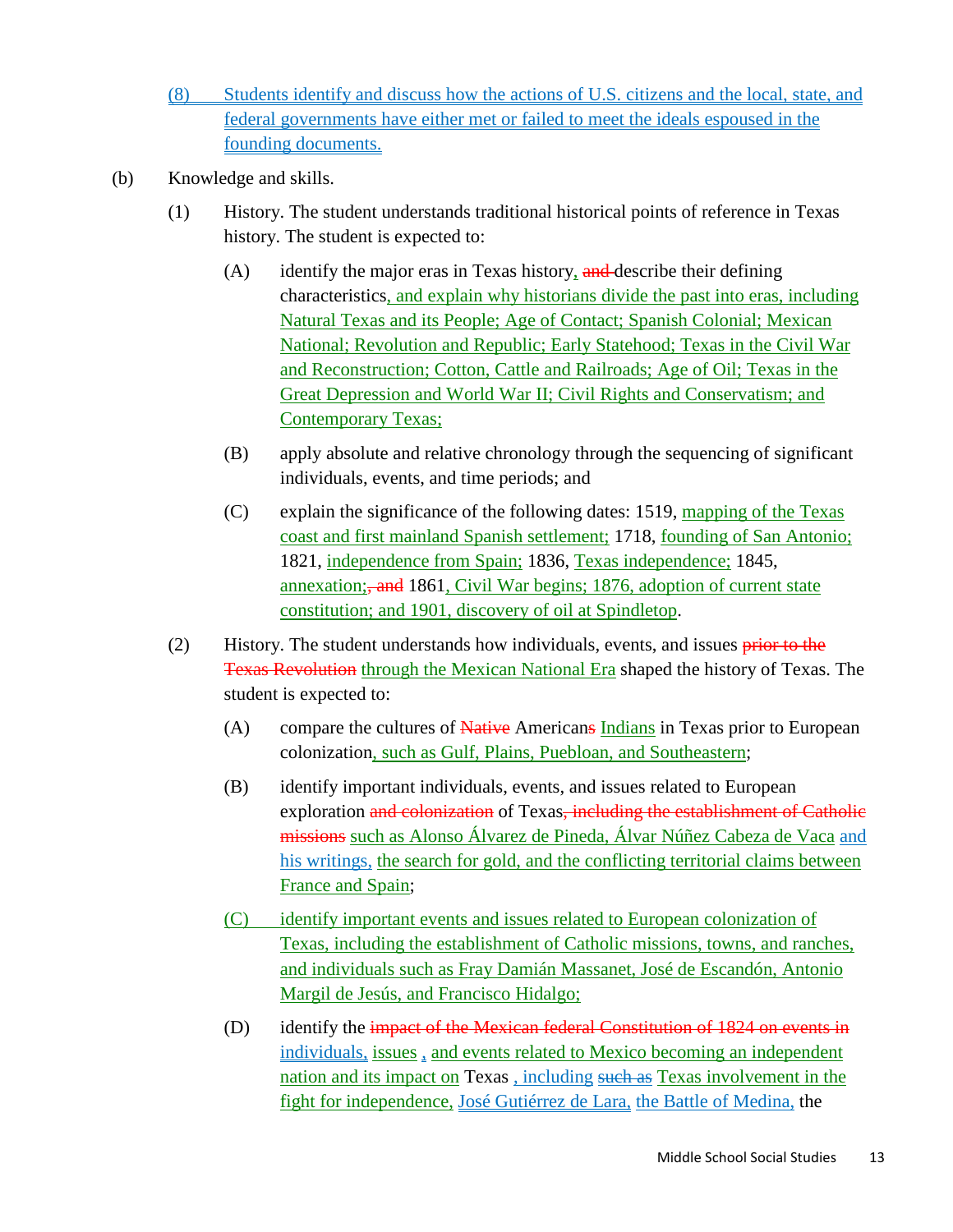(8) Students identify and discuss how the actions of U.S. citizens and the local, state, and federal governments have either met or failed to meet the ideals espoused in the founding documents.

(b) Knowledge and skills.

(1) History. The student understands traditional historical points of reference in Texas history. The student is expected to:

(A) identify the major eras in Texas history, and describe their defining characteristics, and explain why historians divide the past into eras, including Natural Texas and its People; Age of Contact; Spanish Colonial; Mexican National; Revolution and Republic; Early Statehood; Texas in the Civil War and Reconstruction; Cotton, Cattle and Railroads; Age of Oil; Texas in the Great Depression and World War II; Civil Rights and Conservatism; and Contemporary Texas;

(B) apply absolute and relative chronology through the sequencing of significant individuals, events, and time periods; and

(C) explain the significance of the following dates: 1519, mapping of the Texas coast and first mainland Spanish settlement; 1718, founding of San Antonio; 1821, independence from Spain; 1836, Texas independence; 1845, annexation;, and 1861, Civil War begins; 1876, adoption of current state constitution; and 1901, discovery of oil at Spindletop.

(2) History. The student understands how individuals, events, and issues prior to the Texas Revolution through the Mexican National Era shaped the history of Texas. The student is expected to:

(A) compare the cultures of Native Americans Indians in Texas prior to European colonization, such as Gulf, Plains, Puebloan, and Southeastern;

(B) identify important individuals, events, and issues related to European exploration and colonization of Texas, including the establishment of Catholic missions such as Alonso Álvarez de Pineda, Álvar Núñez Cabeza de Vaca and his writings, the search for gold, and the conflicting territorial claims between France and Spain;

(C) identify important events and issues related to European colonization of Texas, including the establishment of Catholic missions, towns, and ranches, and individuals such as Fray Damián Massanet, José de Escandón, Antonio Margil de Jesús, and Francisco Hidalgo;

(D) identify the impact of the Mexican federal Constitution of 1824 on events in individuals, issues , and events related to Mexico becoming an independent nation and its impact on Texas , including such as Texas involvement in the fight for independence, José Gutiérrez de Lara, the Battle of Medina, the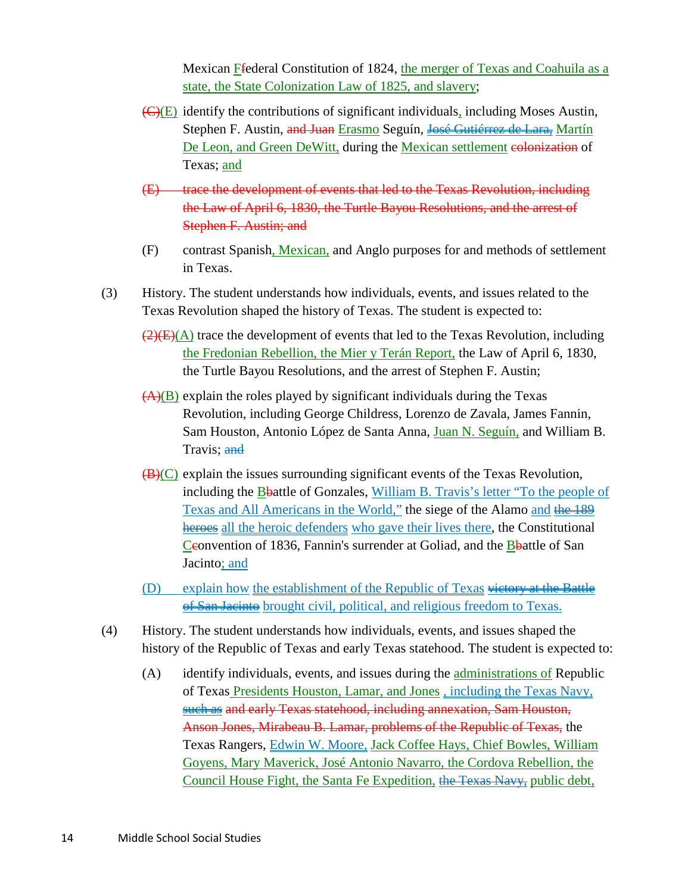Mexican F~~f~~ederal Constitution of 1824, the merger of Texas and Coahuila as a state, the State Colonization Law of 1825, and slavery;

~~(C)~~(E) identify the contributions of significant individuals, including Moses Austin, Stephen F. Austin, ~~and Juan~~ Erasmo Seguín, ~~José Gutiérrez de Lara,~~ Martín De Leon, and Green DeWitt, during the Mexican settlement ~~colonization~~ of Texas; and

~~(E) trace the development of events that led to the Texas Revolution, including the Law of April 6, 1830, the Turtle Bayou Resolutions, and the arrest of Stephen F. Austin; and~~

(F) contrast Spanish, Mexican, and Anglo purposes for and methods of settlement in Texas.

(3) History. The student understands how individuals, events, and issues related to the Texas Revolution shaped the history of Texas. The student is expected to:

~~(2)(E)~~(A) trace the development of events that led to the Texas Revolution, including the Fredonian Rebellion, the Mier y Terán Report, the Law of April 6, 1830, the Turtle Bayou Resolutions, and the arrest of Stephen F. Austin;

~~(A)~~(B) explain the roles played by significant individuals during the Texas Revolution, including George Childress, Lorenzo de Zavala, James Fannin, Sam Houston, Antonio López de Santa Anna, Juan N. Seguín, and William B. Travis; ~~and~~

~~(B)~~(C) explain the issues surrounding significant events of the Texas Revolution, including the B~~b~~attle of Gonzales, William B. Travis's letter "To the people of Texas and All Americans in the World," the siege of the Alamo and ~~the 189 heroes~~ all the heroic defenders who gave their lives there, the Constitutional C~~c~~onvention of 1836, Fannin's surrender at Goliad, and the B~~b~~attle of San Jacinto; and

(D) explain how the establishment of the Republic of Texas ~~victory at the Battle of San Jacinto~~ brought civil, political, and religious freedom to Texas.

(4) History. The student understands how individuals, events, and issues shaped the history of the Republic of Texas and early Texas statehood. The student is expected to:

(A) identify individuals, events, and issues during the administrations of Republic of Texas Presidents Houston, Lamar, and Jones , including the Texas Navy, ~~such as~~ ~~and early Texas statehood, including annexation, Sam Houston, Anson Jones, Mirabeau B. Lamar, problems of the Republic of Texas,~~ the Texas Rangers, Edwin W. Moore, Jack Coffee Hays, Chief Bowles, William Goyens, Mary Maverick, José Antonio Navarro, the Cordova Rebellion, the Council House Fight, the Santa Fe Expedition, ~~the Texas Navy,~~ public debt,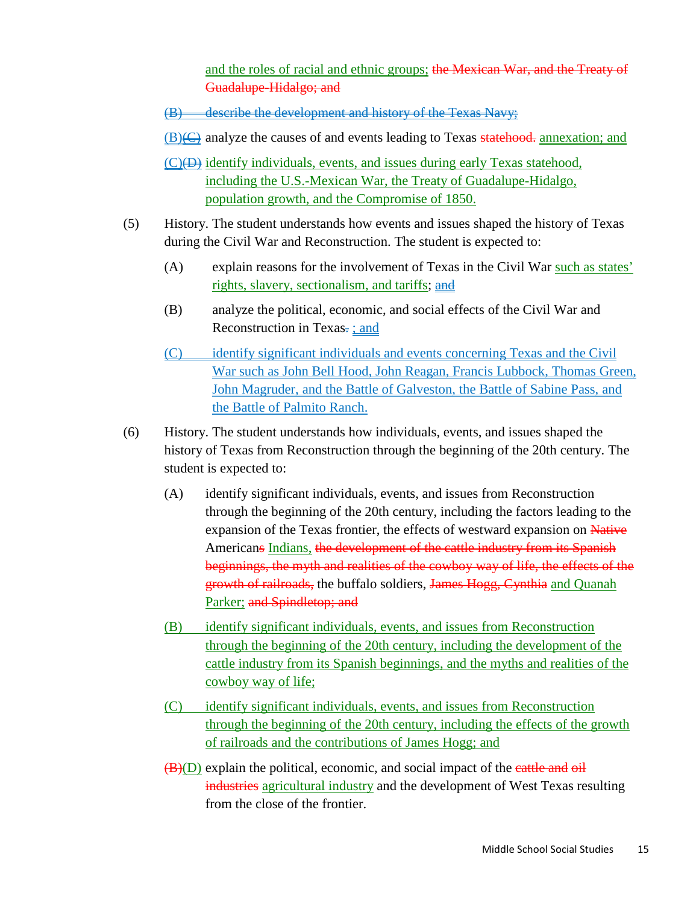and the roles of racial and ethnic groups; ~~the Mexican War, and the Treaty of Guadalupe-Hidalgo; and~~

~~(B) describe the development and history of the Texas Navy;~~

(B)~~(C)~~ analyze the causes of and events leading to Texas ~~statehood.~~ annexation; and

(C)~~(D)~~ identify individuals, events, and issues during early Texas statehood, including the U.S.-Mexican War, the Treaty of Guadalupe-Hidalgo, population growth, and the Compromise of 1850.

(5) History. The student understands how events and issues shaped the history of Texas during the Civil War and Reconstruction. The student is expected to:

(A) explain reasons for the involvement of Texas in the Civil War such as states' rights, slavery, sectionalism, and tariffs; ~~and~~

(B) analyze the political, economic, and social effects of the Civil War and Reconstruction in Texas~~.~~ ; and

(C) identify significant individuals and events concerning Texas and the Civil War such as John Bell Hood, John Reagan, Francis Lubbock, Thomas Green, John Magruder, and the Battle of Galveston, the Battle of Sabine Pass, and the Battle of Palmito Ranch.

(6) History. The student understands how individuals, events, and issues shaped the history of Texas from Reconstruction through the beginning of the 20th century. The student is expected to:

(A) identify significant individuals, events, and issues from Reconstruction through the beginning of the 20th century, including the factors leading to the expansion of the Texas frontier, the effects of westward expansion on ~~Native~~ American~~s~~ Indians, ~~the development of the cattle industry from its Spanish beginnings, the myth and realities of the cowboy way of life, the effects of the growth of railroads,~~ the buffalo soldiers, ~~James Hogg, Cynthia~~ and Quanah Parker; ~~and Spindletop; and~~

(B) identify significant individuals, events, and issues from Reconstruction through the beginning of the 20th century, including the development of the cattle industry from its Spanish beginnings, and the myths and realities of the cowboy way of life;

(C) identify significant individuals, events, and issues from Reconstruction through the beginning of the 20th century, including the effects of the growth of railroads and the contributions of James Hogg; and

~~(B)~~(D) explain the political, economic, and social impact of the ~~cattle and oil industries~~ agricultural industry and the development of West Texas resulting from the close of the frontier.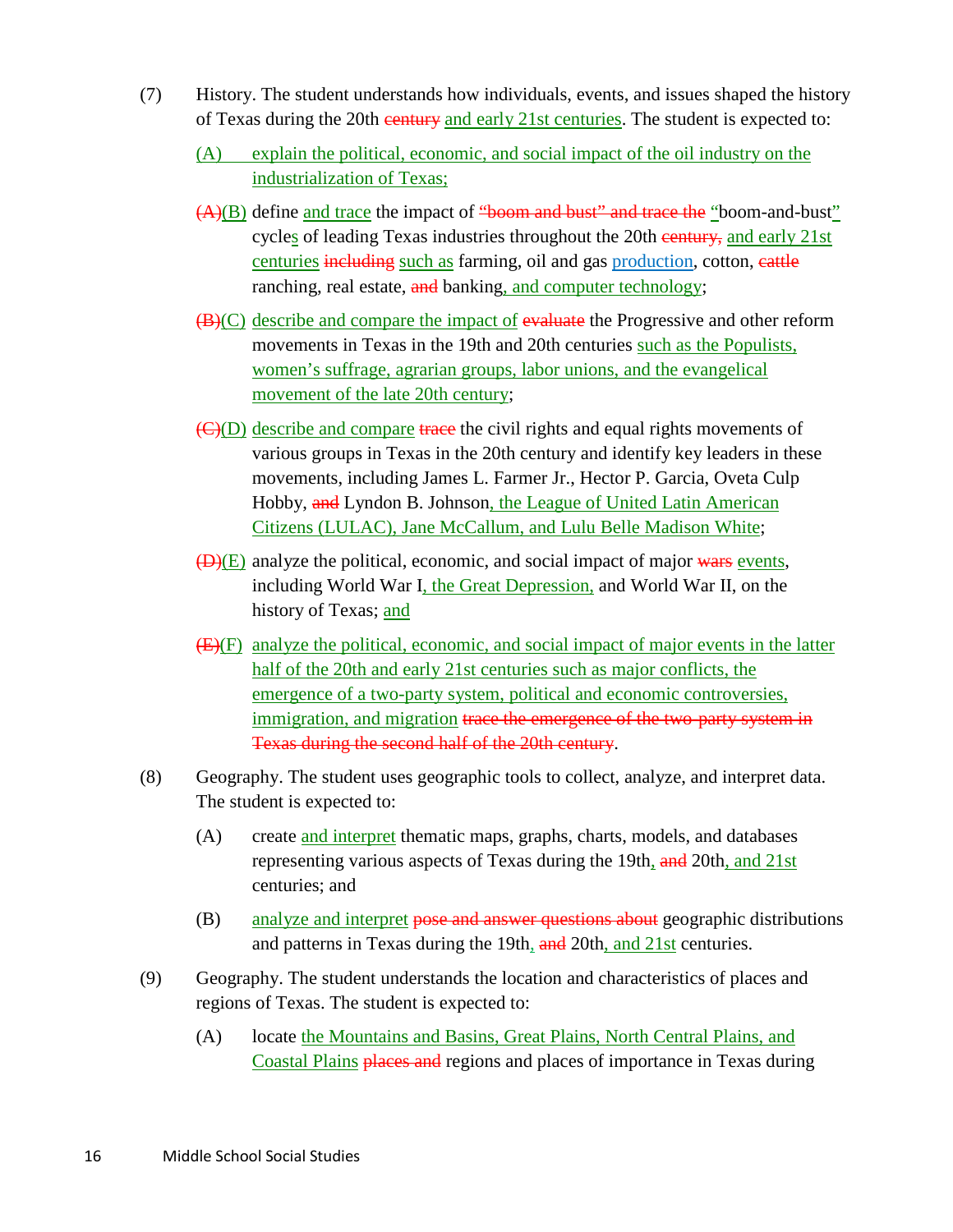(7) History. The student understands how individuals, events, and issues shaped the history of Texas during the 20th ~~century~~ <u>and early 21st centuries</u>. The student is expected to:

- <u>(A) explain the political, economic, and social impact of the oil industry on the industrialization of Texas;</u>
- ~~(A)~~<u>(B)</u> define <u>and trace</u> the impact of ~~"boom and bust" and trace the~~ <u>"</u>boom-and-bust<u>"</u> cycle<u>s</u> of leading Texas industries throughout the 20th ~~century,~~ <u>and early 21st centuries</u> ~~including~~ <u>such as</u> farming, oil and gas <u>production</u>, cotton, ~~cattle~~ ranching, real estate, ~~and~~ banking<u>, and computer technology</u>;
- ~~(B)~~<u>(C)</u> <u>describe and compare the impact of</u> ~~evaluate~~ the Progressive and other reform movements in Texas in the 19th and 20th centuries <u>such as the Populists, women's suffrage, agrarian groups, labor unions, and the evangelical movement of the late 20th century</u>;
- ~~(C)~~<u>(D)</u> <u>describe and compare</u> ~~trace~~ the civil rights and equal rights movements of various groups in Texas in the 20th century and identify key leaders in these movements, including James L. Farmer Jr., Hector P. Garcia, Oveta Culp Hobby, ~~and~~ Lyndon B. Johnson<u>, the League of United Latin American Citizens (LULAC), Jane McCallum, and Lulu Belle Madison White</u>;
- ~~(D)~~<u>(E)</u> analyze the political, economic, and social impact of major ~~wars~~ <u>events</u>, including World War I<u>, the Great Depression,</u> and World War II, on the history of Texas; <u>and</u>
- ~~(E)~~<u>(F)</u> <u>analyze the political, economic, and social impact of major events in the latter half of the 20th and early 21st centuries such as major conflicts, the emergence of a two-party system, political and economic controversies, immigration, and migration</u> ~~trace the emergence of the two-party system in Texas during the second half of the 20th century~~.

(8) Geography. The student uses geographic tools to collect, analyze, and interpret data. The student is expected to:

- (A) create <u>and interpret</u> thematic maps, graphs, charts, models, and databases representing various aspects of Texas during the 19th<u>,</u> ~~and~~ 20th<u>, and 21st</u> centuries; and
- (B) <u>analyze and interpret</u> ~~pose and answer questions about~~ geographic distributions and patterns in Texas during the 19th<u>,</u> ~~and~~ 20th<u>, and 21st</u> centuries.

(9) Geography. The student understands the location and characteristics of places and regions of Texas. The student is expected to:

- (A) locate <u>the Mountains and Basins, Great Plains, North Central Plains, and Coastal Plains</u> ~~places and~~ regions and places of importance in Texas during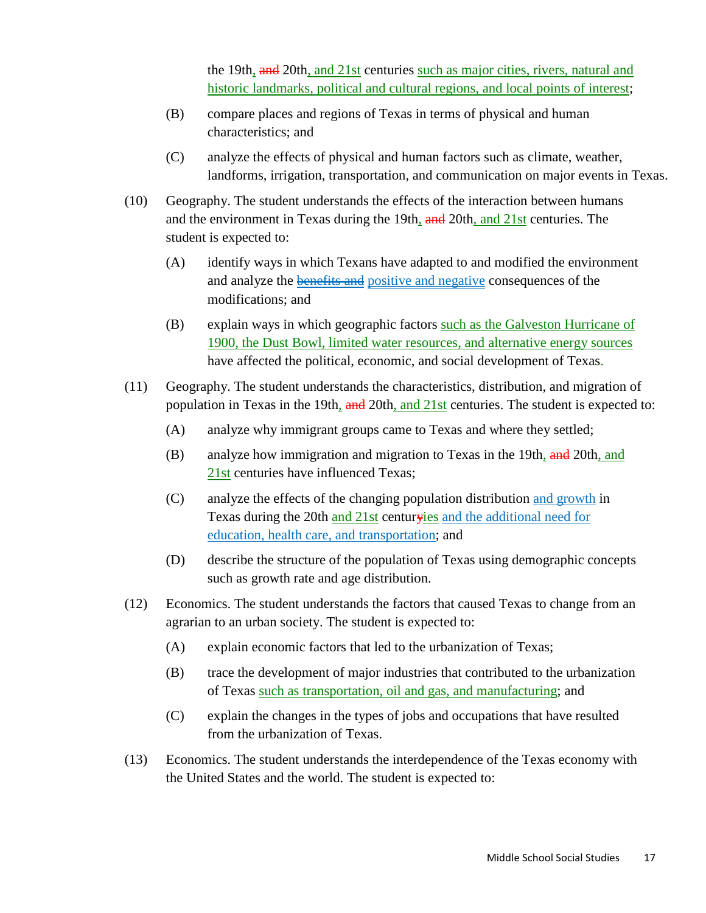the 19th<u>,</u> ~~and~~ 20th<u>, and 21st</u> centuries <u>such as major cities, rivers, natural and historic landmarks, political and cultural regions, and local points of interest</u>;

(B) compare places and regions of Texas in terms of physical and human characteristics; and

(C) analyze the effects of physical and human factors such as climate, weather, landforms, irrigation, transportation, and communication on major events in Texas.

(10) Geography. The student understands the effects of the interaction between humans and the environment in Texas during the 19th<u>,</u> ~~and~~ 20th<u>, and 21st</u> centuries. The student is expected to:

(A) identify ways in which Texans have adapted to and modified the environment and analyze the ~~benefits and~~ <u>positive and negative</u> consequences of the modifications; and

(B) explain ways in which geographic factors <u>such as the Galveston Hurricane of 1900, the Dust Bowl, limited water resources, and alternative energy sources</u> have affected the political, economic, and social development of Texas.

(11) Geography. The student understands the characteristics, distribution, and migration of population in Texas in the 19th<u>,</u> ~~and~~ 20th<u>, and 21st</u> centuries. The student is expected to:

(A) analyze why immigrant groups came to Texas and where they settled;

(B) analyze how immigration and migration to Texas in the 19th<u>,</u> ~~and~~ 20th<u>, and 21st</u> centuries have influenced Texas;

(C) analyze the effects of the changing population distribution <u>and growth</u> in Texas during the 20th <u>and 21st</u> centur~~y~~<u>ies</u> <u>and the additional need for education, health care, and transportation</u>; and

(D) describe the structure of the population of Texas using demographic concepts such as growth rate and age distribution.

(12) Economics. The student understands the factors that caused Texas to change from an agrarian to an urban society. The student is expected to:

(A) explain economic factors that led to the urbanization of Texas;

(B) trace the development of major industries that contributed to the urbanization of Texas <u>such as transportation, oil and gas, and manufacturing</u>; and

(C) explain the changes in the types of jobs and occupations that have resulted from the urbanization of Texas.

(13) Economics. The student understands the interdependence of the Texas economy with the United States and the world. The student is expected to: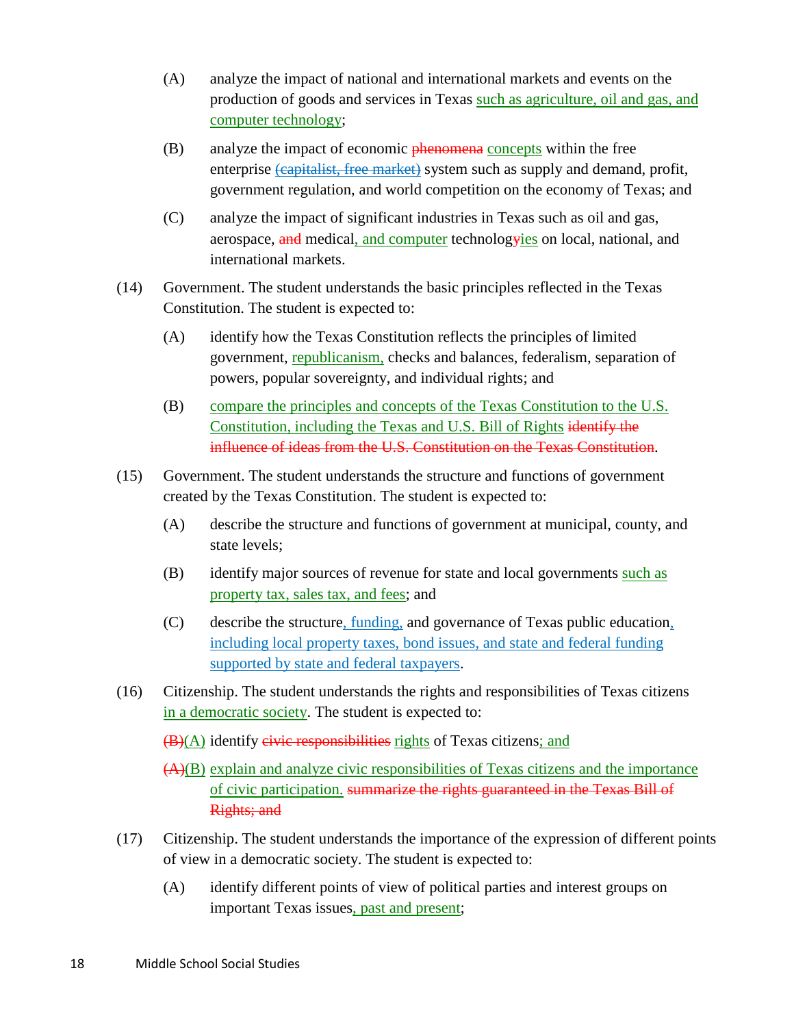(A) analyze the impact of national and international markets and events on the production of goods and services in Texas such as agriculture, oil and gas, and computer technology;

(B) analyze the impact of economic ~~phenomena~~ concepts within the free enterprise ~~(capitalist, free market)~~ system such as supply and demand, profit, government regulation, and world competition on the economy of Texas; and

(C) analyze the impact of significant industries in Texas such as oil and gas, aerospace, ~~and~~ medical, and computer technolog~~y~~ies on local, national, and international markets.

(14) Government. The student understands the basic principles reflected in the Texas Constitution. The student is expected to:

(A) identify how the Texas Constitution reflects the principles of limited government, republicanism, checks and balances, federalism, separation of powers, popular sovereignty, and individual rights; and

(B) compare the principles and concepts of the Texas Constitution to the U.S. Constitution, including the Texas and U.S. Bill of Rights ~~identify the influence of ideas from the U.S. Constitution on the Texas Constitution~~.

(15) Government. The student understands the structure and functions of government created by the Texas Constitution. The student is expected to:

(A) describe the structure and functions of government at municipal, county, and state levels;

(B) identify major sources of revenue for state and local governments such as property tax, sales tax, and fees; and

(C) describe the structure, funding, and governance of Texas public education, including local property taxes, bond issues, and state and federal funding supported by state and federal taxpayers.

(16) Citizenship. The student understands the rights and responsibilities of Texas citizens in a democratic society. The student is expected to:

~~(B)~~(A) identify ~~civic responsibilities~~ rights of Texas citizens; and

~~(A)~~(B) explain and analyze civic responsibilities of Texas citizens and the importance of civic participation. ~~summarize the rights guaranteed in the Texas Bill of Rights; and~~

(17) Citizenship. The student understands the importance of the expression of different points of view in a democratic society. The student is expected to:

(A) identify different points of view of political parties and interest groups on important Texas issues, past and present;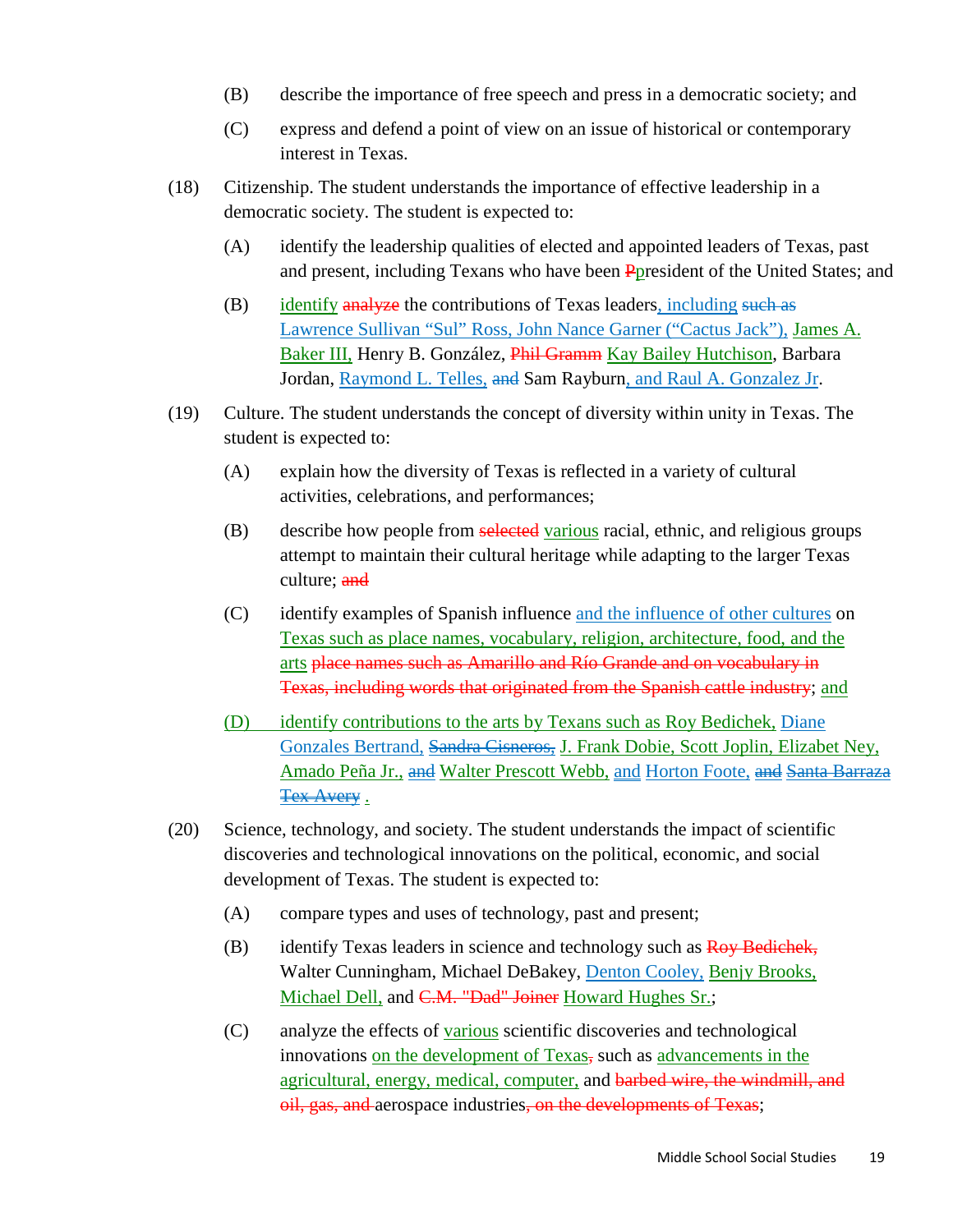(B) describe the importance of free speech and press in a democratic society; and

(C) express and defend a point of view on an issue of historical or contemporary interest in Texas.

(18) Citizenship. The student understands the importance of effective leadership in a democratic society. The student is expected to:

(A) identify the leadership qualities of elected and appointed leaders of Texas, past and present, including Texans who have been ~~P~~president of the United States; and

(B) identify ~~analyze~~ the contributions of Texas leaders, including ~~such as~~ Lawrence Sullivan "Sul" Ross, John Nance Garner ("Cactus Jack"), James A. Baker III, Henry B. González, ~~Phil Gramm~~ Kay Bailey Hutchison, Barbara Jordan, Raymond L. Telles, ~~and~~ Sam Rayburn, and Raul A. Gonzalez Jr.

(19) Culture. The student understands the concept of diversity within unity in Texas. The student is expected to:

(A) explain how the diversity of Texas is reflected in a variety of cultural activities, celebrations, and performances;

(B) describe how people from ~~selected~~ various racial, ethnic, and religious groups attempt to maintain their cultural heritage while adapting to the larger Texas culture; ~~and~~

(C) identify examples of Spanish influence and the influence of other cultures on Texas such as place names, vocabulary, religion, architecture, food, and the arts ~~place names such as Amarillo and Río Grande and on vocabulary in Texas, including words that originated from the Spanish cattle industry~~; and

(D) identify contributions to the arts by Texans such as Roy Bedichek, Diane Gonzales Bertrand, ~~Sandra Cisneros,~~ J. Frank Dobie, Scott Joplin, Elizabet Ney, Amado Peña Jr., ~~and~~ Walter Prescott Webb, and Horton Foote, ~~and~~ ~~Santa Barraza~~ ~~Tex Avery~~ .

(20) Science, technology, and society. The student understands the impact of scientific discoveries and technological innovations on the political, economic, and social development of Texas. The student is expected to:

(A) compare types and uses of technology, past and present;

(B) identify Texas leaders in science and technology such as ~~Roy Bedichek,~~ Walter Cunningham, Michael DeBakey, Denton Cooley, Benjy Brooks, Michael Dell, and ~~C.M. "Dad" Joiner~~ Howard Hughes Sr.;

(C) analyze the effects of various scientific discoveries and technological innovations on the development of Texas~~,~~ such as advancements in the agricultural, energy, medical, computer, and ~~barbed wire, the windmill, and oil, gas, and~~ aerospace industries~~, on the developments of Texas~~;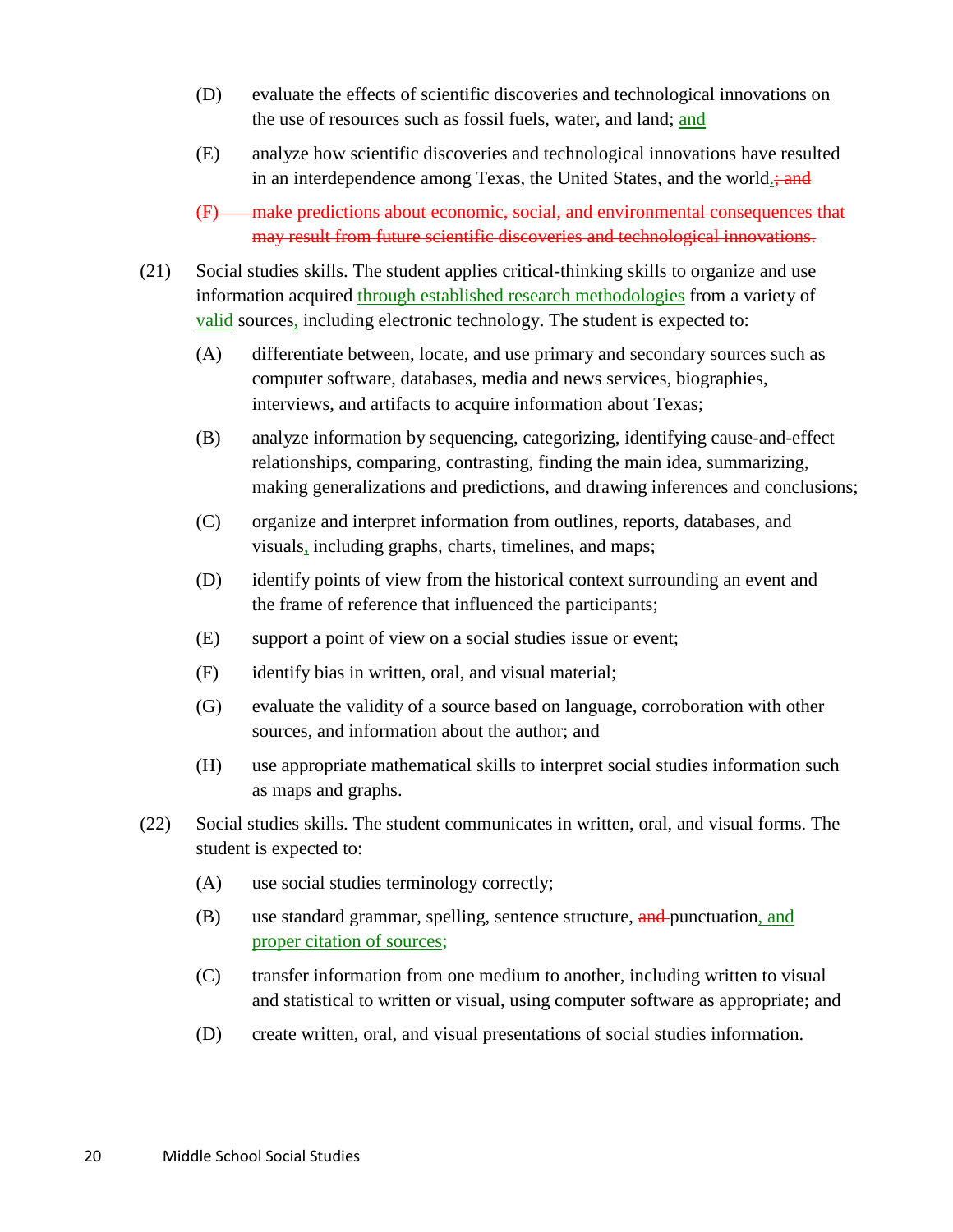(D) evaluate the effects of scientific discoveries and technological innovations on the use of resources such as fossil fuels, water, and land; <u>and</u>

(E) analyze how scientific discoveries and technological innovations have resulted in an interdependence among Texas, the United States, and the world<u>.</u>~~; and~~

~~(F) make predictions about economic, social, and environmental consequences that may result from future scientific discoveries and technological innovations.~~

(21) Social studies skills. The student applies critical-thinking skills to organize and use information acquired <u>through established research methodologies</u> from a variety of <u>valid</u> sources<u>,</u> including electronic technology. The student is expected to:

(A) differentiate between, locate, and use primary and secondary sources such as computer software, databases, media and news services, biographies, interviews, and artifacts to acquire information about Texas;

(B) analyze information by sequencing, categorizing, identifying cause-and-effect relationships, comparing, contrasting, finding the main idea, summarizing, making generalizations and predictions, and drawing inferences and conclusions;

(C) organize and interpret information from outlines, reports, databases, and visuals<u>,</u> including graphs, charts, timelines, and maps;

(D) identify points of view from the historical context surrounding an event and the frame of reference that influenced the participants;

(E) support a point of view on a social studies issue or event;

(F) identify bias in written, oral, and visual material;

(G) evaluate the validity of a source based on language, corroboration with other sources, and information about the author; and

(H) use appropriate mathematical skills to interpret social studies information such as maps and graphs.

(22) Social studies skills. The student communicates in written, oral, and visual forms. The student is expected to:

(A) use social studies terminology correctly;

(B) use standard grammar, spelling, sentence structure, ~~and~~ punctuation<u>, and proper citation of sources;</u>

(C) transfer information from one medium to another, including written to visual and statistical to written or visual, using computer software as appropriate; and

(D) create written, oral, and visual presentations of social studies information.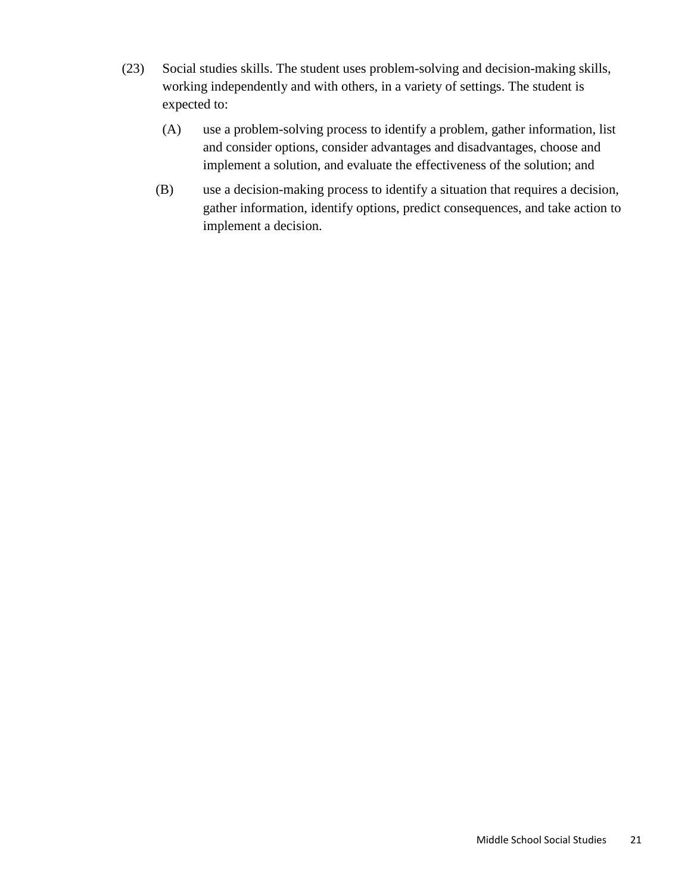(23) Social studies skills. The student uses problem-solving and decision-making skills, working independently and with others, in a variety of settings. The student is expected to:

- (A) use a problem-solving process to identify a problem, gather information, list and consider options, consider advantages and disadvantages, choose and implement a solution, and evaluate the effectiveness of the solution; and
- (B) use a decision-making process to identify a situation that requires a decision, gather information, identify options, predict consequences, and take action to implement a decision.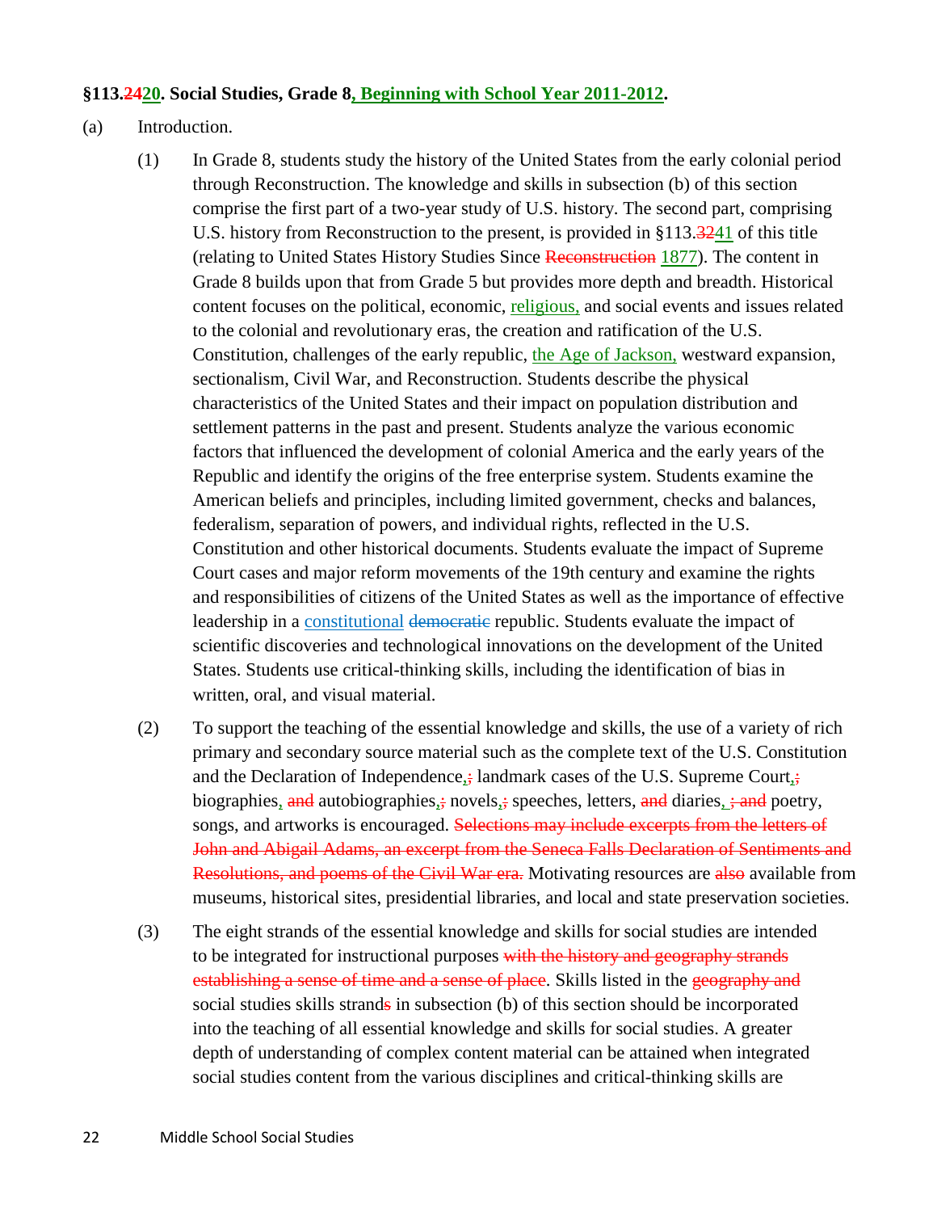**§113.2420. Social Studies, Grade 8, Beginning with School Year 2011-2012.**

(a) Introduction.

(1) In Grade 8, students study the history of the United States from the early colonial period through Reconstruction. The knowledge and skills in subsection (b) of this section comprise the first part of a two-year study of U.S. history. The second part, comprising U.S. history from Reconstruction to the present, is provided in §113.3241 of this title (relating to United States History Studies Since Reconstruction 1877). The content in Grade 8 builds upon that from Grade 5 but provides more depth and breadth. Historical content focuses on the political, economic, religious, and social events and issues related to the colonial and revolutionary eras, the creation and ratification of the U.S. Constitution, challenges of the early republic, the Age of Jackson, westward expansion, sectionalism, Civil War, and Reconstruction. Students describe the physical characteristics of the United States and their impact on population distribution and settlement patterns in the past and present. Students analyze the various economic factors that influenced the development of colonial America and the early years of the Republic and identify the origins of the free enterprise system. Students examine the American beliefs and principles, including limited government, checks and balances, federalism, separation of powers, and individual rights, reflected in the U.S. Constitution and other historical documents. Students evaluate the impact of Supreme Court cases and major reform movements of the 19th century and examine the rights and responsibilities of citizens of the United States as well as the importance of effective leadership in a constitutional democratic republic. Students evaluate the impact of scientific discoveries and technological innovations on the development of the United States. Students use critical-thinking skills, including the identification of bias in written, oral, and visual material.

(2) To support the teaching of the essential knowledge and skills, the use of a variety of rich primary and secondary source material such as the complete text of the U.S. Constitution and the Declaration of Independence,; landmark cases of the U.S. Supreme Court,; biographies, and autobiographies,; novels,; speeches, letters, and diaries, ; and poetry, songs, and artworks is encouraged. Selections may include excerpts from the letters of John and Abigail Adams, an excerpt from the Seneca Falls Declaration of Sentiments and Resolutions, and poems of the Civil War era. Motivating resources are also available from museums, historical sites, presidential libraries, and local and state preservation societies.

(3) The eight strands of the essential knowledge and skills for social studies are intended to be integrated for instructional purposes with the history and geography strands establishing a sense of time and a sense of place. Skills listed in the geography and social studies skills strands in subsection (b) of this section should be incorporated into the teaching of all essential knowledge and skills for social studies. A greater depth of understanding of complex content material can be attained when integrated social studies content from the various disciplines and critical-thinking skills are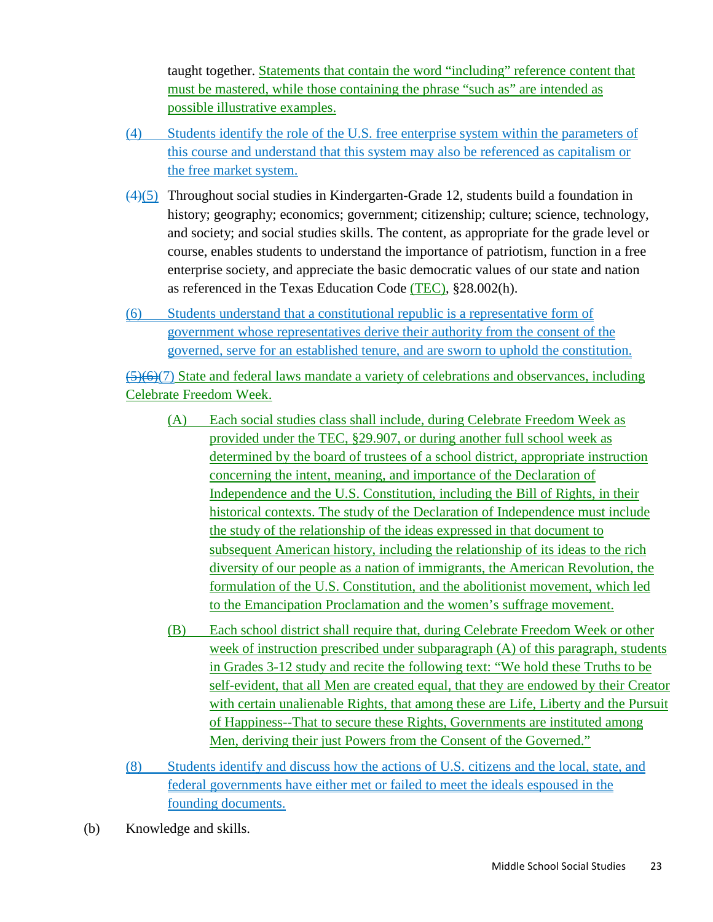taught together. Statements that contain the word "including" reference content that must be mastered, while those containing the phrase "such as" are intended as possible illustrative examples.

(4) Students identify the role of the U.S. free enterprise system within the parameters of this course and understand that this system may also be referenced as capitalism or the free market system.

~~(4)~~(5) Throughout social studies in Kindergarten-Grade 12, students build a foundation in history; geography; economics; government; citizenship; culture; science, technology, and society; and social studies skills. The content, as appropriate for the grade level or course, enables students to understand the importance of patriotism, function in a free enterprise society, and appreciate the basic democratic values of our state and nation as referenced in the Texas Education Code (TEC), §28.002(h).

(6) Students understand that a constitutional republic is a representative form of government whose representatives derive their authority from the consent of the governed, serve for an established tenure, and are sworn to uphold the constitution.

~~(5)(6)~~(7) State and federal laws mandate a variety of celebrations and observances, including Celebrate Freedom Week.

(A) Each social studies class shall include, during Celebrate Freedom Week as provided under the TEC, §29.907, or during another full school week as determined by the board of trustees of a school district, appropriate instruction concerning the intent, meaning, and importance of the Declaration of Independence and the U.S. Constitution, including the Bill of Rights, in their historical contexts. The study of the Declaration of Independence must include the study of the relationship of the ideas expressed in that document to subsequent American history, including the relationship of its ideas to the rich diversity of our people as a nation of immigrants, the American Revolution, the formulation of the U.S. Constitution, and the abolitionist movement, which led to the Emancipation Proclamation and the women's suffrage movement.

(B) Each school district shall require that, during Celebrate Freedom Week or other week of instruction prescribed under subparagraph (A) of this paragraph, students in Grades 3-12 study and recite the following text: "We hold these Truths to be self-evident, that all Men are created equal, that they are endowed by their Creator with certain unalienable Rights, that among these are Life, Liberty and the Pursuit of Happiness--That to secure these Rights, Governments are instituted among Men, deriving their just Powers from the Consent of the Governed."

(8) Students identify and discuss how the actions of U.S. citizens and the local, state, and federal governments have either met or failed to meet the ideals espoused in the founding documents.

(b) Knowledge and skills.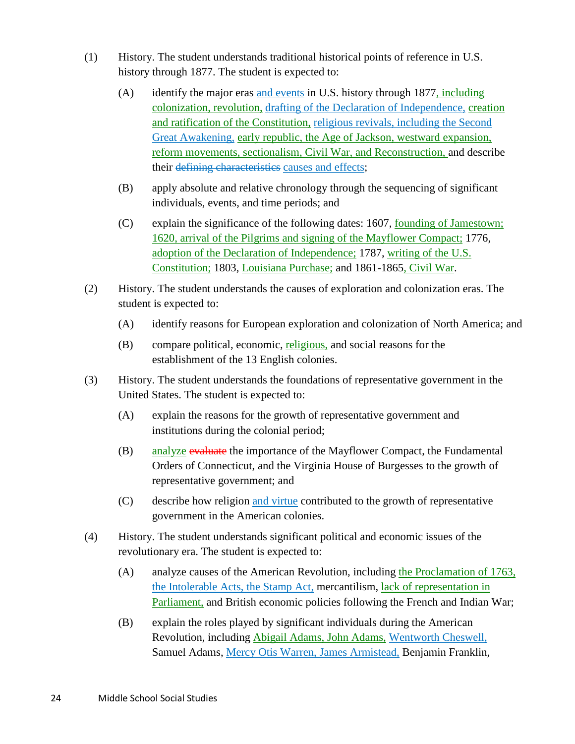(1) History. The student understands traditional historical points of reference in U.S. history through 1877. The student is expected to:

(A) identify the major eras and events in U.S. history through 1877, including colonization, revolution, drafting of the Declaration of Independence, creation and ratification of the Constitution, religious revivals, including the Second Great Awakening, early republic, the Age of Jackson, westward expansion, reform movements, sectionalism, Civil War, and Reconstruction, and describe their ~~defining characteristics~~ causes and effects;

(B) apply absolute and relative chronology through the sequencing of significant individuals, events, and time periods; and

(C) explain the significance of the following dates: 1607, founding of Jamestown; 1620, arrival of the Pilgrims and signing of the Mayflower Compact; 1776, adoption of the Declaration of Independence; 1787, writing of the U.S. Constitution; 1803, Louisiana Purchase; and 1861-1865, Civil War.

(2) History. The student understands the causes of exploration and colonization eras. The student is expected to:

(A) identify reasons for European exploration and colonization of North America; and

(B) compare political, economic, religious, and social reasons for the establishment of the 13 English colonies.

(3) History. The student understands the foundations of representative government in the United States. The student is expected to:

(A) explain the reasons for the growth of representative government and institutions during the colonial period;

(B) analyze ~~evaluate~~ the importance of the Mayflower Compact, the Fundamental Orders of Connecticut, and the Virginia House of Burgesses to the growth of representative government; and

(C) describe how religion and virtue contributed to the growth of representative government in the American colonies.

(4) History. The student understands significant political and economic issues of the revolutionary era. The student is expected to:

(A) analyze causes of the American Revolution, including the Proclamation of 1763, the Intolerable Acts, the Stamp Act, mercantilism, lack of representation in Parliament, and British economic policies following the French and Indian War;

(B) explain the roles played by significant individuals during the American Revolution, including Abigail Adams, John Adams, Wentworth Cheswell, Samuel Adams, Mercy Otis Warren, James Armistead, Benjamin Franklin,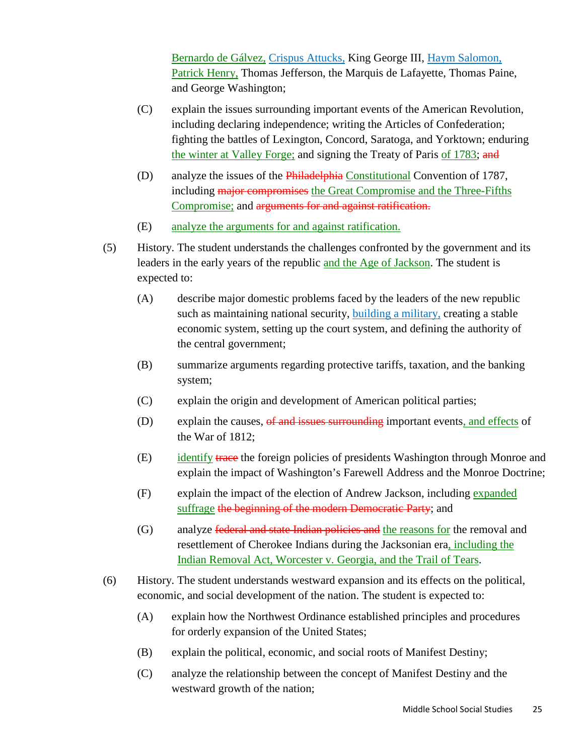<u>Bernardo de Gálvez,</u> <u>Crispus Attucks,</u> King George III, <u>Haym Salomon,</u> <u>Patrick Henry,</u> Thomas Jefferson, the Marquis de Lafayette, Thomas Paine, and George Washington;

(C) explain the issues surrounding important events of the American Revolution, including declaring independence; writing the Articles of Confederation; fighting the battles of Lexington, Concord, Saratoga, and Yorktown; enduring <u>the winter at Valley Forge;</u> and signing the Treaty of Paris <u>of 1783</u>; ~~and~~

(D) analyze the issues of the ~~Philadelphia~~ <u>Constitutional</u> Convention of 1787, including ~~major compromises~~ <u>the Great Compromise and the Three-Fifths Compromise;</u> and ~~arguments for and against ratification.~~

(E) <u>analyze the arguments for and against ratification.</u>

(5) History. The student understands the challenges confronted by the government and its leaders in the early years of the republic <u>and the Age of Jackson</u>. The student is expected to:

(A) describe major domestic problems faced by the leaders of the new republic such as maintaining national security, <u>building a military,</u> creating a stable economic system, setting up the court system, and defining the authority of the central government;

(B) summarize arguments regarding protective tariffs, taxation, and the banking system;

(C) explain the origin and development of American political parties;

(D) explain the causes, ~~of and issues surrounding~~ important events<u>, and effects</u> of the War of 1812;

(E) <u>identify</u> ~~trace~~ the foreign policies of presidents Washington through Monroe and explain the impact of Washington's Farewell Address and the Monroe Doctrine;

(F) explain the impact of the election of Andrew Jackson, including <u>expanded suffrage</u> ~~the beginning of the modern Democratic Party~~; and

(G) analyze ~~federal and state Indian policies and~~ <u>the reasons for</u> the removal and resettlement of Cherokee Indians during the Jacksonian era<u>, including the Indian Removal Act, Worcester v. Georgia, and the Trail of Tears</u>.

(6) History. The student understands westward expansion and its effects on the political, economic, and social development of the nation. The student is expected to:

(A) explain how the Northwest Ordinance established principles and procedures for orderly expansion of the United States;

(B) explain the political, economic, and social roots of Manifest Destiny;

(C) analyze the relationship between the concept of Manifest Destiny and the westward growth of the nation;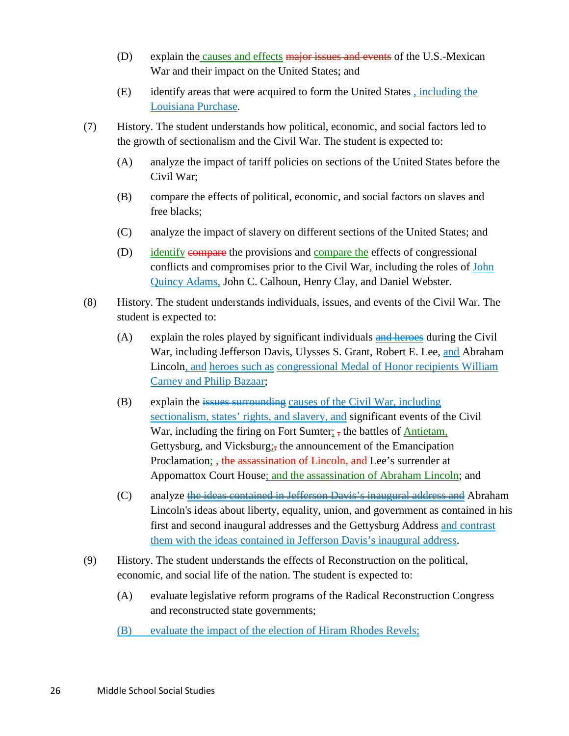(D) explain the causes and effects ~~major issues and events~~ of the U.S.-Mexican War and their impact on the United States; and

(E) identify areas that were acquired to form the United States , including the Louisiana Purchase.

(7) History. The student understands how political, economic, and social factors led to the growth of sectionalism and the Civil War. The student is expected to:

(A) analyze the impact of tariff policies on sections of the United States before the Civil War;

(B) compare the effects of political, economic, and social factors on slaves and free blacks;

(C) analyze the impact of slavery on different sections of the United States; and

(D) identify ~~compare~~ the provisions and compare the effects of congressional conflicts and compromises prior to the Civil War, including the roles of John Quincy Adams, John C. Calhoun, Henry Clay, and Daniel Webster.

(8) History. The student understands individuals, issues, and events of the Civil War. The student is expected to:

(A) explain the roles played by significant individuals ~~and heroes~~ during the Civil War, including Jefferson Davis, Ulysses S. Grant, Robert E. Lee, and Abraham Lincoln, and heroes such as congressional Medal of Honor recipients William Carney and Philip Bazaar;

(B) explain the ~~issues surrounding~~ causes of the Civil War, including sectionalism, states' rights, and slavery, and significant events of the Civil War, including the firing on Fort Sumter; ~~,~~ the battles of Antietam, Gettysburg, and Vicksburg; ~~,~~ the announcement of the Emancipation Proclamation; ~~, the assassination of Lincoln, and~~ Lee's surrender at Appomattox Court House; and the assassination of Abraham Lincoln; and

(C) analyze ~~the ideas contained in Jefferson Davis's inaugural address and~~ Abraham Lincoln's ideas about liberty, equality, union, and government as contained in his first and second inaugural addresses and the Gettysburg Address and contrast them with the ideas contained in Jefferson Davis's inaugural address.

(9) History. The student understands the effects of Reconstruction on the political, economic, and social life of the nation. The student is expected to:

(A) evaluate legislative reform programs of the Radical Reconstruction Congress and reconstructed state governments;

(B) evaluate the impact of the election of Hiram Rhodes Revels;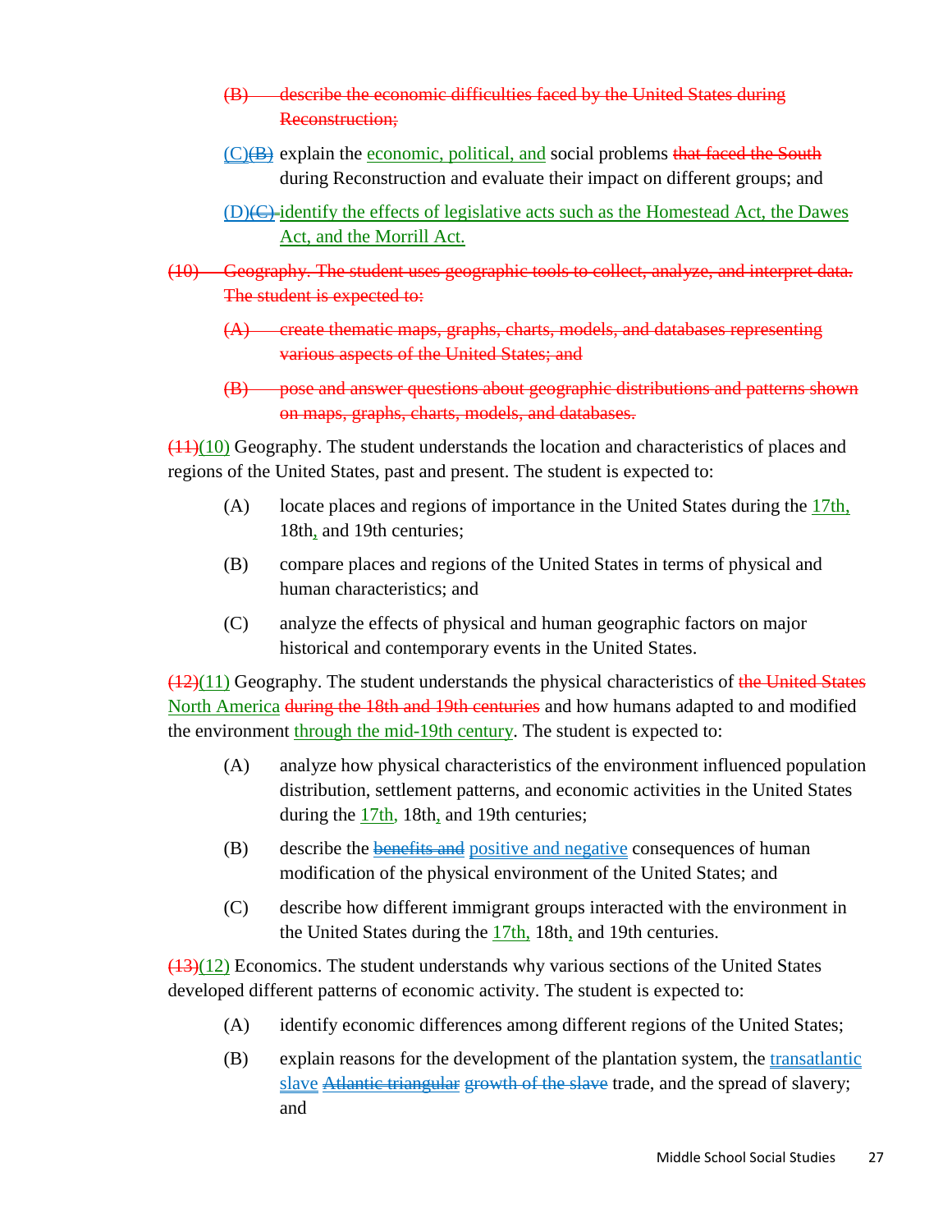~~(B) describe the economic difficulties faced by the United States during Reconstruction;~~

<u>(C)</u>~~(B)~~ explain the <u>economic, political, and</u> social problems ~~that faced the South~~ during Reconstruction and evaluate their impact on different groups; and

<u>(D)</u>~~(C)~~ <u>identify the effects of legislative acts such as the Homestead Act, the Dawes Act, and the Morrill Act.</u>

~~(10) Geography. The student uses geographic tools to collect, analyze, and interpret data. The student is expected to:~~

~~(A) create thematic maps, graphs, charts, models, and databases representing various aspects of the United States; and~~

~~(B) pose and answer questions about geographic distributions and patterns shown on maps, graphs, charts, models, and databases.~~

~~(11)~~<u>(10)</u> Geography. The student understands the location and characteristics of places and regions of the United States, past and present. The student is expected to:

(A) locate places and regions of importance in the United States during the <u>17th,</u> 18th<u>,</u> and 19th centuries;

(B) compare places and regions of the United States in terms of physical and human characteristics; and

(C) analyze the effects of physical and human geographic factors on major historical and contemporary events in the United States.

~~(12)~~<u>(11)</u> Geography. The student understands the physical characteristics of ~~the United States~~ <u>North America</u> ~~during the 18th and 19th centuries~~ and how humans adapted to and modified the environment <u>through the mid-19th century</u>. The student is expected to:

(A) analyze how physical characteristics of the environment influenced population distribution, settlement patterns, and economic activities in the United States during the <u>17th,</u> 18th<u>,</u> and 19th centuries;

(B) describe the ~~benefits and~~ <u>positive and negative</u> consequences of human modification of the physical environment of the United States; and

(C) describe how different immigrant groups interacted with the environment in the United States during the <u>17th,</u> 18th<u>,</u> and 19th centuries.

~~(13)~~<u>(12)</u> Economics. The student understands why various sections of the United States developed different patterns of economic activity. The student is expected to:

(A) identify economic differences among different regions of the United States;

(B) explain reasons for the development of the plantation system, the <u>transatlantic slave</u> ~~Atlantic triangular~~ ~~growth of the slave~~ trade, and the spread of slavery; and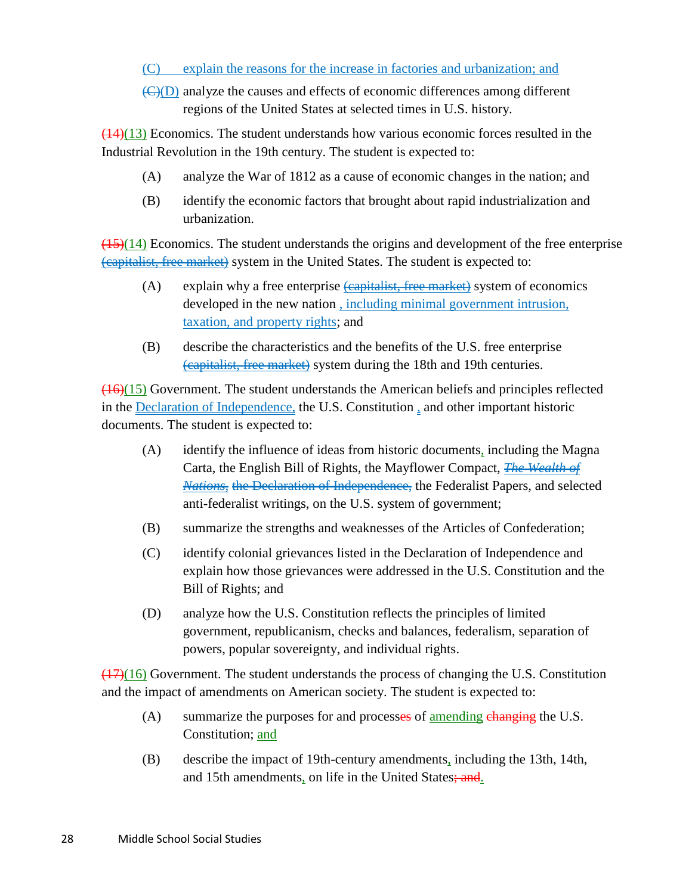(C) explain the reasons for the increase in factories and urbanization; and

~~(C)~~(D) analyze the causes and effects of economic differences among different regions of the United States at selected times in U.S. history.

~~(14)~~(13) Economics. The student understands how various economic forces resulted in the Industrial Revolution in the 19th century. The student is expected to:

(A) analyze the War of 1812 as a cause of economic changes in the nation; and

(B) identify the economic factors that brought about rapid industrialization and urbanization.

~~(15)~~(14) Economics. The student understands the origins and development of the free enterprise ~~(capitalist, free market)~~ system in the United States. The student is expected to:

(A) explain why a free enterprise ~~(capitalist, free market)~~ system of economics developed in the new nation , including minimal government intrusion, taxation, and property rights; and

(B) describe the characteristics and the benefits of the U.S. free enterprise ~~(capitalist, free market)~~ system during the 18th and 19th centuries.

~~(16)~~(15) Government. The student understands the American beliefs and principles reflected in the Declaration of Independence, the U.S. Constitution , and other important historic documents. The student is expected to:

(A) identify the influence of ideas from historic documents, including the Magna Carta, the English Bill of Rights, the Mayflower Compact, ~~*The Wealth of Nations*,~~ ~~the Declaration of Independence,~~ the Federalist Papers, and selected anti-federalist writings, on the U.S. system of government;

(B) summarize the strengths and weaknesses of the Articles of Confederation;

(C) identify colonial grievances listed in the Declaration of Independence and explain how those grievances were addressed in the U.S. Constitution and the Bill of Rights; and

(D) analyze how the U.S. Constitution reflects the principles of limited government, republicanism, checks and balances, federalism, separation of powers, popular sovereignty, and individual rights.

~~(17)~~(16) Government. The student understands the process of changing the U.S. Constitution and the impact of amendments on American society. The student is expected to:

(A) summarize the purposes for and process~~es~~ of amending ~~changing~~ the U.S. Constitution; and

(B) describe the impact of 19th-century amendments, including the 13th, 14th, and 15th amendments, on life in the United States~~; and~~.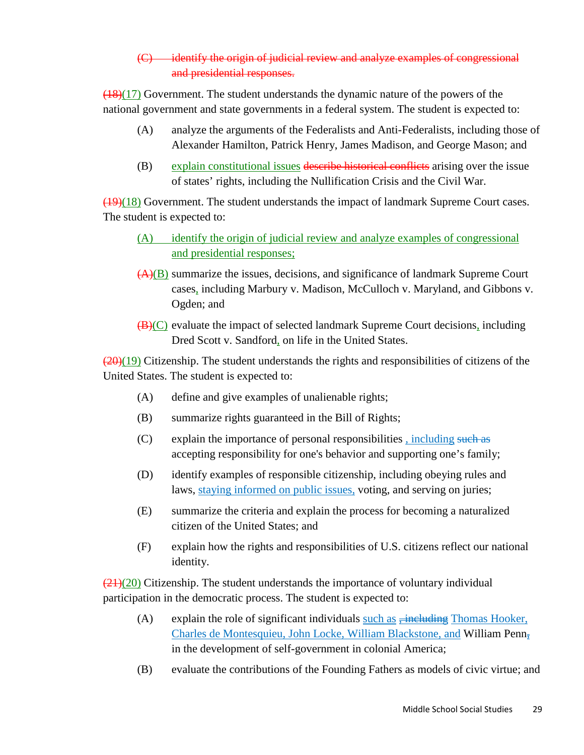(C) ~~identify the origin of judicial review and analyze examples of congressional and presidential responses.~~

~~(18)~~(17) Government. The student understands the dynamic nature of the powers of the national government and state governments in a federal system. The student is expected to:

(A) analyze the arguments of the Federalists and Anti-Federalists, including those of Alexander Hamilton, Patrick Henry, James Madison, and George Mason; and

(B) explain constitutional issues ~~describe historical conflicts~~ arising over the issue of states' rights, including the Nullification Crisis and the Civil War.

~~(19)~~(18) Government. The student understands the impact of landmark Supreme Court cases. The student is expected to:

(A) identify the origin of judicial review and analyze examples of congressional and presidential responses;

~~(A)~~(B) summarize the issues, decisions, and significance of landmark Supreme Court cases, including Marbury v. Madison, McCulloch v. Maryland, and Gibbons v. Ogden; and

~~(B)~~(C) evaluate the impact of selected landmark Supreme Court decisions, including Dred Scott v. Sandford, on life in the United States.

~~(20)~~(19) Citizenship. The student understands the rights and responsibilities of citizens of the United States. The student is expected to:

(A) define and give examples of unalienable rights;

(B) summarize rights guaranteed in the Bill of Rights;

(C) explain the importance of personal responsibilities , including ~~such as~~ accepting responsibility for one's behavior and supporting one's family;

(D) identify examples of responsible citizenship, including obeying rules and laws, staying informed on public issues, voting, and serving on juries;

(E) summarize the criteria and explain the process for becoming a naturalized citizen of the United States; and

(F) explain how the rights and responsibilities of U.S. citizens reflect our national identity.

~~(21)~~(20) Citizenship. The student understands the importance of voluntary individual participation in the democratic process. The student is expected to:

(A) explain the role of significant individuals such as ~~, including~~ Thomas Hooker, Charles de Montesquieu, John Locke, William Blackstone, and William Penn~~,~~ in the development of self-government in colonial America;

(B) evaluate the contributions of the Founding Fathers as models of civic virtue; and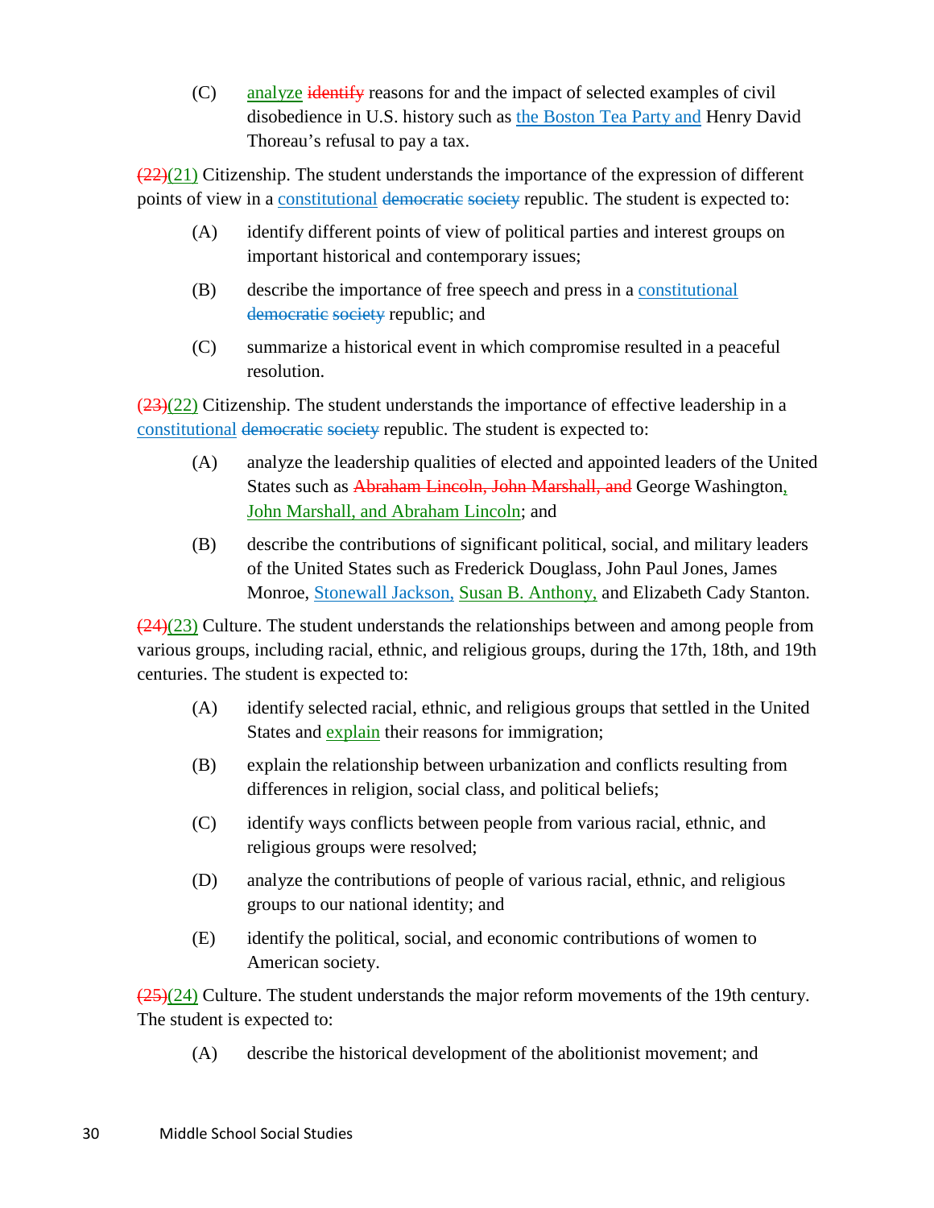(C) ~~identify~~ analyze reasons for and the impact of selected examples of civil disobedience in U.S. history such as the Boston Tea Party and Henry David Thoreau's refusal to pay a tax.

~~(22)~~(21) Citizenship. The student understands the importance of the expression of different points of view in a constitutional ~~democratic~~ ~~society~~ republic. The student is expected to:

(A) identify different points of view of political parties and interest groups on important historical and contemporary issues;

(B) describe the importance of free speech and press in a constitutional ~~democratic~~ ~~society~~ republic; and

(C) summarize a historical event in which compromise resulted in a peaceful resolution.

~~(23)~~(22) Citizenship. The student understands the importance of effective leadership in a constitutional ~~democratic~~ ~~society~~ republic. The student is expected to:

(A) analyze the leadership qualities of elected and appointed leaders of the United States such as ~~Abraham Lincoln, John Marshall, and~~ George Washington, John Marshall, and Abraham Lincoln; and

(B) describe the contributions of significant political, social, and military leaders of the United States such as Frederick Douglass, John Paul Jones, James Monroe, Stonewall Jackson, Susan B. Anthony, and Elizabeth Cady Stanton.

~~(24)~~(23) Culture. The student understands the relationships between and among people from various groups, including racial, ethnic, and religious groups, during the 17th, 18th, and 19th centuries. The student is expected to:

(A) identify selected racial, ethnic, and religious groups that settled in the United States and explain their reasons for immigration;

(B) explain the relationship between urbanization and conflicts resulting from differences in religion, social class, and political beliefs;

(C) identify ways conflicts between people from various racial, ethnic, and religious groups were resolved;

(D) analyze the contributions of people of various racial, ethnic, and religious groups to our national identity; and

(E) identify the political, social, and economic contributions of women to American society.

~~(25)~~(24) Culture. The student understands the major reform movements of the 19th century. The student is expected to:

(A) describe the historical development of the abolitionist movement; and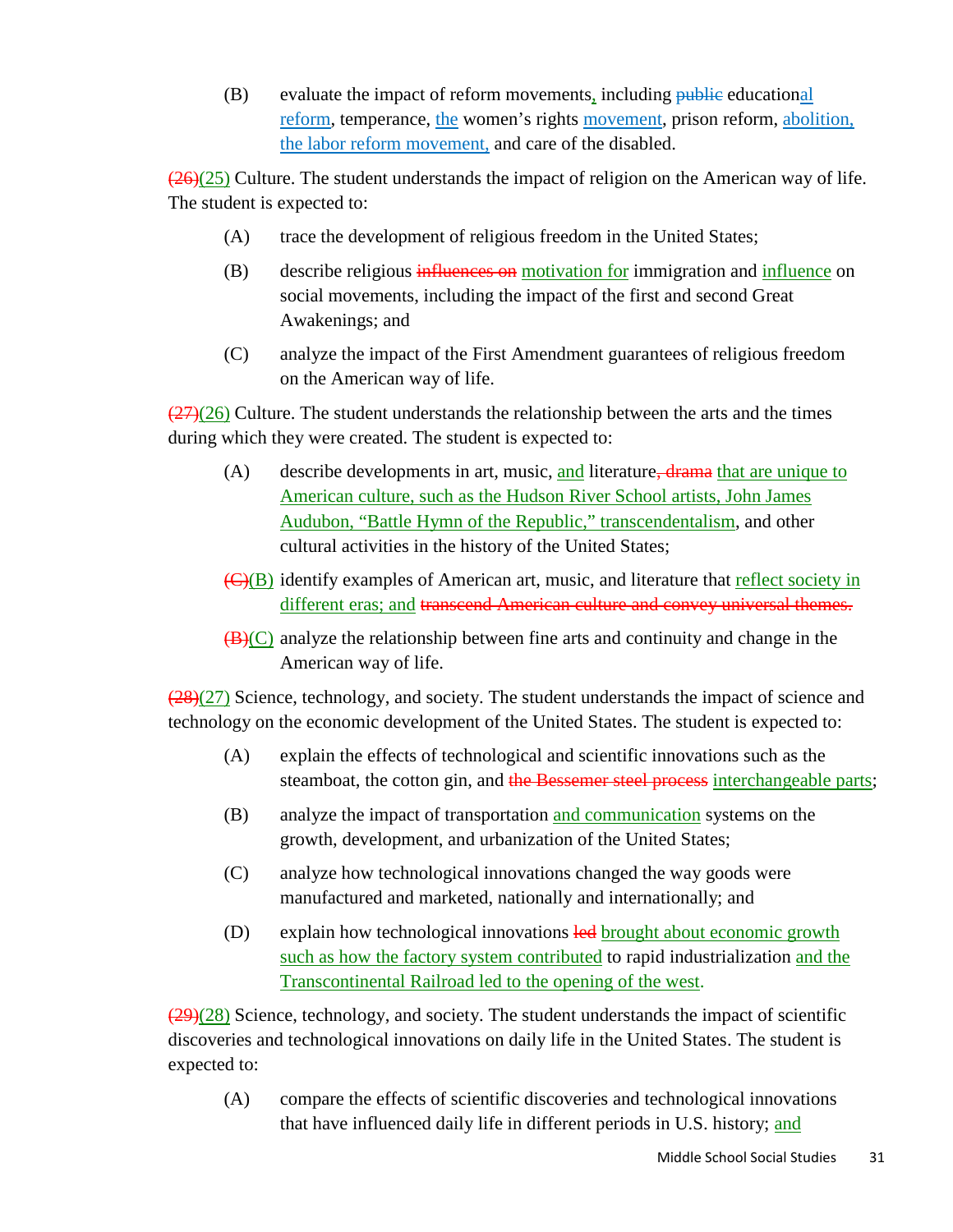(B) evaluate the impact of reform movements<u>,</u> including ~~public~~ education<u>al reform</u>, temperance, <u>the</u> women's rights <u>movement</u>, prison reform, <u>abolition, the labor reform movement,</u> and care of the disabled.

~~(26)~~<u>(25)</u> Culture. The student understands the impact of religion on the American way of life. The student is expected to:

(A) trace the development of religious freedom in the United States;

(B) describe religious ~~influences on~~ <u>motivation for</u> immigration and <u>influence</u> on social movements, including the impact of the first and second Great Awakenings; and

(C) analyze the impact of the First Amendment guarantees of religious freedom on the American way of life.

~~(27)~~<u>(26)</u> Culture. The student understands the relationship between the arts and the times during which they were created. The student is expected to:

(A) describe developments in art, music, <u>and</u> literature~~, drama~~ <u>that are unique to American culture, such as the Hudson River School artists, John James Audubon, "Battle Hymn of the Republic," transcendentalism</u>, and other cultural activities in the history of the United States;

~~(C)~~<u>(B)</u> identify examples of American art, music, and literature that <u>reflect society in different eras; and</u> ~~transcend American culture and convey universal themes.~~

~~(B)~~<u>(C)</u> analyze the relationship between fine arts and continuity and change in the American way of life.

~~(28)~~<u>(27)</u> Science, technology, and society. The student understands the impact of science and technology on the economic development of the United States. The student is expected to:

(A) explain the effects of technological and scientific innovations such as the steamboat, the cotton gin, and ~~the Bessemer steel process~~ <u>interchangeable parts</u>;

(B) analyze the impact of transportation <u>and communication</u> systems on the growth, development, and urbanization of the United States;

(C) analyze how technological innovations changed the way goods were manufactured and marketed, nationally and internationally; and

(D) explain how technological innovations ~~led~~ <u>brought about economic growth such as how the factory system contributed</u> to rapid industrialization <u>and the Transcontinental Railroad led to the opening of the west.</u>

~~(29)~~<u>(28)</u> Science, technology, and society. The student understands the impact of scientific discoveries and technological innovations on daily life in the United States. The student is expected to:

(A) compare the effects of scientific discoveries and technological innovations that have influenced daily life in different periods in U.S. history; <u>and</u>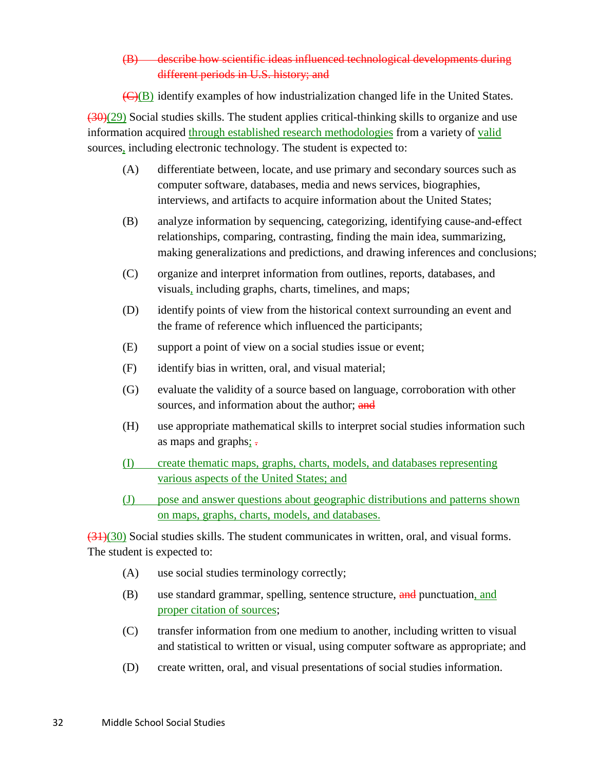~~(B) describe how scientific ideas influenced technological developments during different periods in U.S. history; and~~

~~(C)~~(B) identify examples of how industrialization changed life in the United States.

~~(30)~~(29) Social studies skills. The student applies critical-thinking skills to organize and use information acquired through established research methodologies from a variety of valid sources, including electronic technology. The student is expected to:

(A) differentiate between, locate, and use primary and secondary sources such as computer software, databases, media and news services, biographies, interviews, and artifacts to acquire information about the United States;

(B) analyze information by sequencing, categorizing, identifying cause-and-effect relationships, comparing, contrasting, finding the main idea, summarizing, making generalizations and predictions, and drawing inferences and conclusions;

(C) organize and interpret information from outlines, reports, databases, and visuals, including graphs, charts, timelines, and maps;

(D) identify points of view from the historical context surrounding an event and the frame of reference which influenced the participants;

(E) support a point of view on a social studies issue or event;

(F) identify bias in written, oral, and visual material;

(G) evaluate the validity of a source based on language, corroboration with other sources, and information about the author; ~~and~~

(H) use appropriate mathematical skills to interpret social studies information such as maps and graphs; ~~.~~

(I) create thematic maps, graphs, charts, models, and databases representing various aspects of the United States; and

(J) pose and answer questions about geographic distributions and patterns shown on maps, graphs, charts, models, and databases.

~~(31)~~(30) Social studies skills. The student communicates in written, oral, and visual forms. The student is expected to:

(A) use social studies terminology correctly;

(B) use standard grammar, spelling, sentence structure, ~~and~~ punctuation, and proper citation of sources;

(C) transfer information from one medium to another, including written to visual and statistical to written or visual, using computer software as appropriate; and

(D) create written, oral, and visual presentations of social studies information.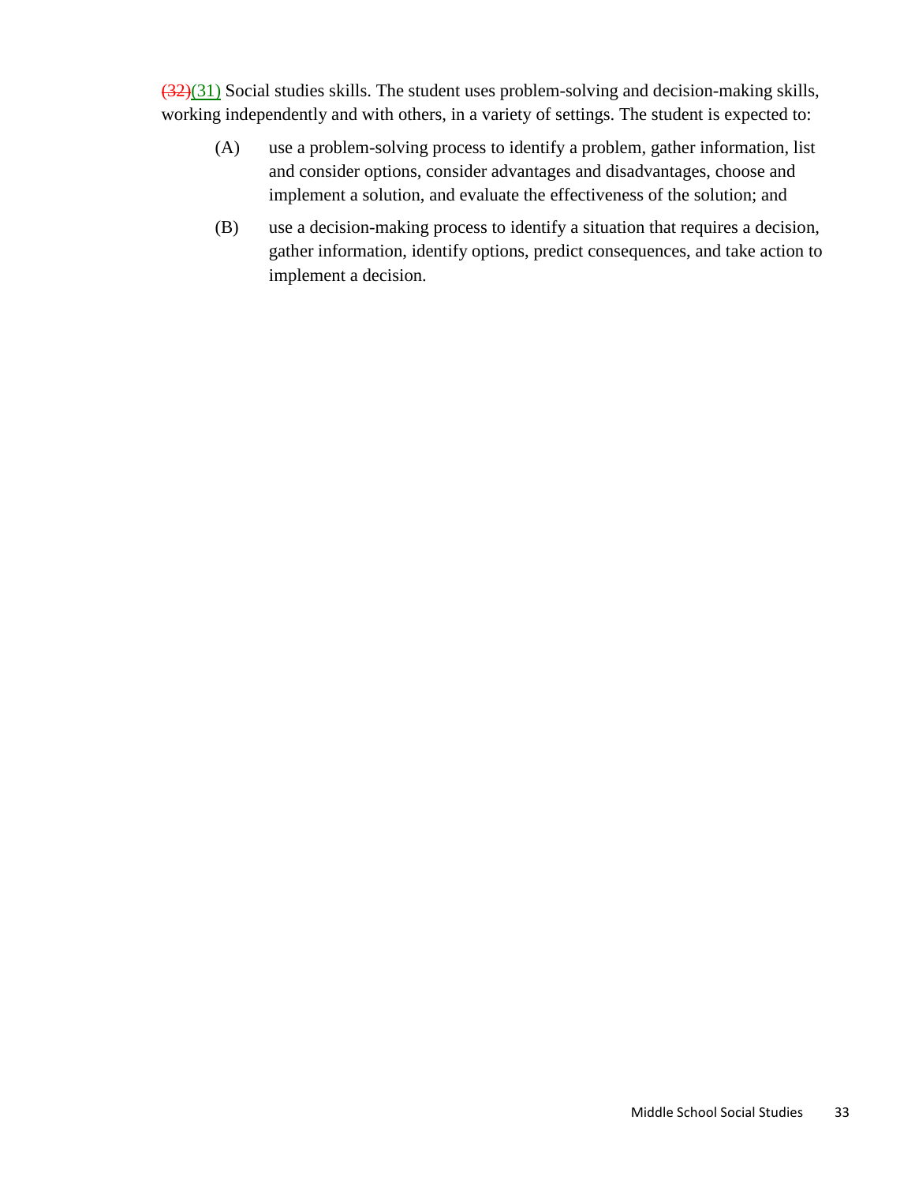~~(32)~~(31) Social studies skills. The student uses problem-solving and decision-making skills, working independently and with others, in a variety of settings. The student is expected to:

(A) use a problem-solving process to identify a problem, gather information, list and consider options, consider advantages and disadvantages, choose and implement a solution, and evaluate the effectiveness of the solution; and

(B) use a decision-making process to identify a situation that requires a decision, gather information, identify options, predict consequences, and take action to implement a decision.